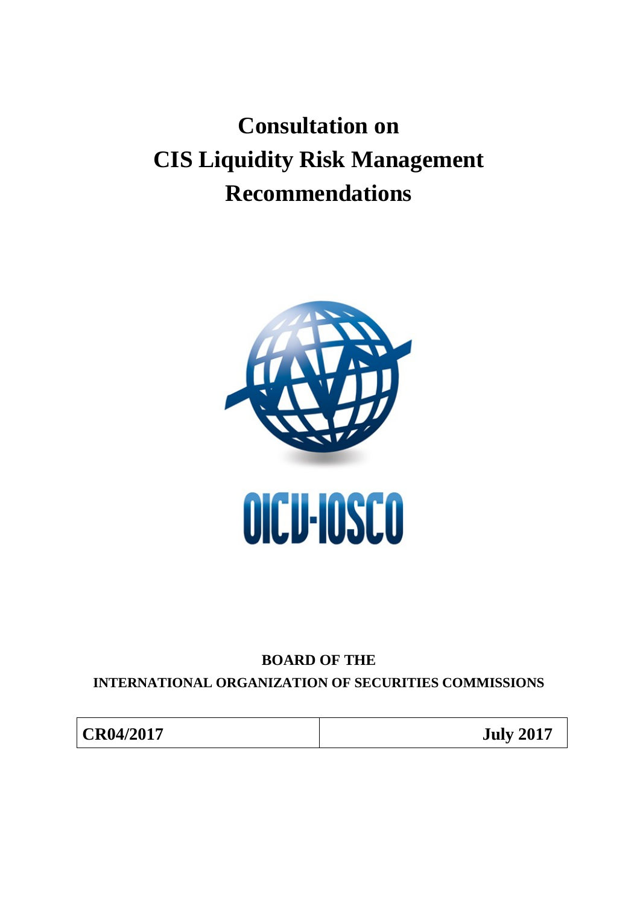# Consultation on CIS Liquidity Risk Management Recommendations

OICU-IOSCO

**BOARD OF THE**

**INTERNATIONAL ORGANIZATION OF SECURITIES COMMISSIONS**

| | |
|---|---|
| **CR04/2017** | **July 2017** |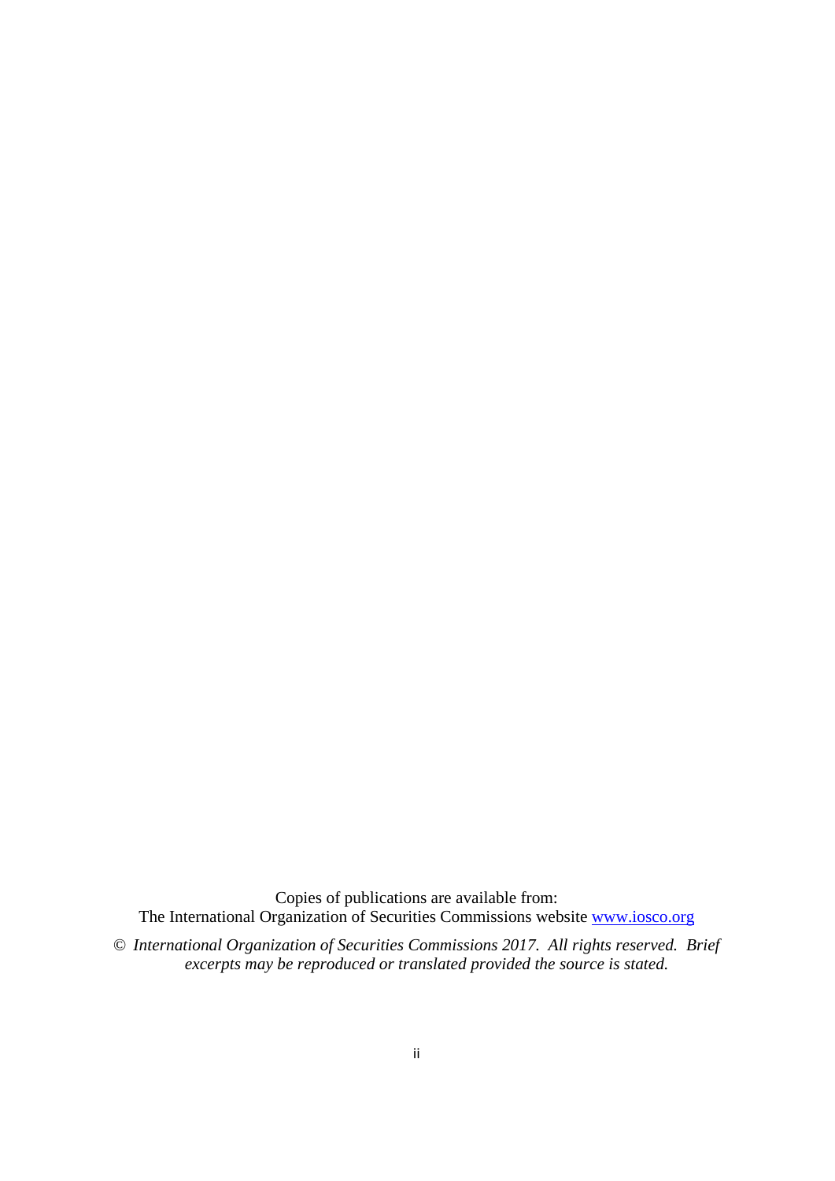Copies of publications are available from:
The International Organization of Securities Commissions website [www.iosco.org](http://www.iosco.org)

© *International Organization of Securities Commissions 2017. All rights reserved. Brief excerpts may be reproduced or translated provided the source is stated.*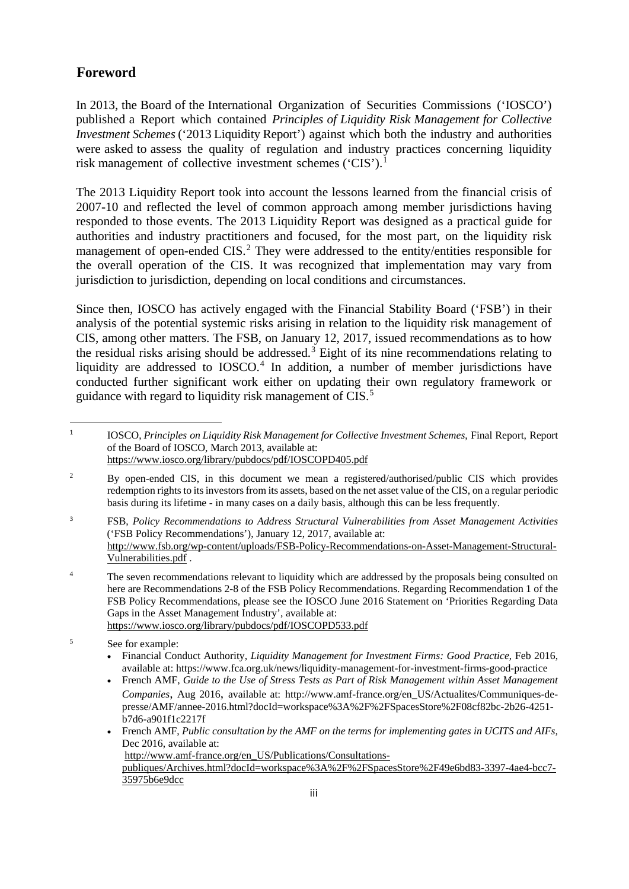## Foreword

In 2013, the Board of the International Organization of Securities Commissions ('IOSCO') published a Report which contained *Principles of Liquidity Risk Management for Collective Investment Schemes* ('2013 Liquidity Report') against which both the industry and authorities were asked to assess the quality of regulation and industry practices concerning liquidity risk management of collective investment schemes ('CIS').[1]

The 2013 Liquidity Report took into account the lessons learned from the financial crisis of 2007-10 and reflected the level of common approach among member jurisdictions having responded to those events. The 2013 Liquidity Report was designed as a practical guide for authorities and industry practitioners and focused, for the most part, on the liquidity risk management of open-ended CIS.[2] They were addressed to the entity/entities responsible for the overall operation of the CIS. It was recognized that implementation may vary from jurisdiction to jurisdiction, depending on local conditions and circumstances.

Since then, IOSCO has actively engaged with the Financial Stability Board ('FSB') in their analysis of the potential systemic risks arising in relation to the liquidity risk management of CIS, among other matters. The FSB, on January 12, 2017, issued recommendations as to how the residual risks arising should be addressed.[3] Eight of its nine recommendations relating to liquidity are addressed to IOSCO.[4] In addition, a number of member jurisdictions have conducted further significant work either on updating their own regulatory framework or guidance with regard to liquidity risk management of CIS.[5]

---

[1] IOSCO, *Principles on Liquidity Risk Management for Collective Investment Schemes*, Final Report, Report of the Board of IOSCO, March 2013, available at: https://www.iosco.org/library/pubdocs/pdf/IOSCOPD405.pdf

[2] By open-ended CIS, in this document we mean a registered/authorised/public CIS which provides redemption rights to its investors from its assets, based on the net asset value of the CIS, on a regular periodic basis during its lifetime - in many cases on a daily basis, although this can be less frequently.

[3] FSB, *Policy Recommendations to Address Structural Vulnerabilities from Asset Management Activities* ('FSB Policy Recommendations'), January 12, 2017, available at: http://www.fsb.org/wp-content/uploads/FSB-Policy-Recommendations-on-Asset-Management-Structural-Vulnerabilities.pdf .

[4] The seven recommendations relevant to liquidity which are addressed by the proposals being consulted on here are Recommendations 2-8 of the FSB Policy Recommendations. Regarding Recommendation 1 of the FSB Policy Recommendations, please see the IOSCO June 2016 Statement on 'Priorities Regarding Data Gaps in the Asset Management Industry', available at: https://www.iosco.org/library/pubdocs/pdf/IOSCOPD533.pdf

[5] See for example:

- Financial Conduct Authority, *Liquidity Management for Investment Firms: Good Practice*, Feb 2016, available at: https://www.fca.org.uk/news/liquidity-management-for-investment-firms-good-practice
- French AMF, *Guide to the Use of Stress Tests as Part of Risk Management within Asset Management Companies*, Aug 2016, available at: http://www.amf-france.org/en_US/Actualites/Communiques-de-presse/AMF/annee-2016.html?docId=workspace%3A%2F%2FSpacesStore%2F08cf82bc-2b26-4251-b7d6-a901f1c2217f
- French AMF, *Public consultation by the AMF on the terms for implementing gates in UCITS and AIFs,* Dec 2016, available at: http://www.amf-france.org/en_US/Publications/Consultations-publiques/Archives.html?docId=workspace%3A%2F%2FSpacesStore%2F49e6bd83-3397-4ae4-bcc7-35975b6e9dcc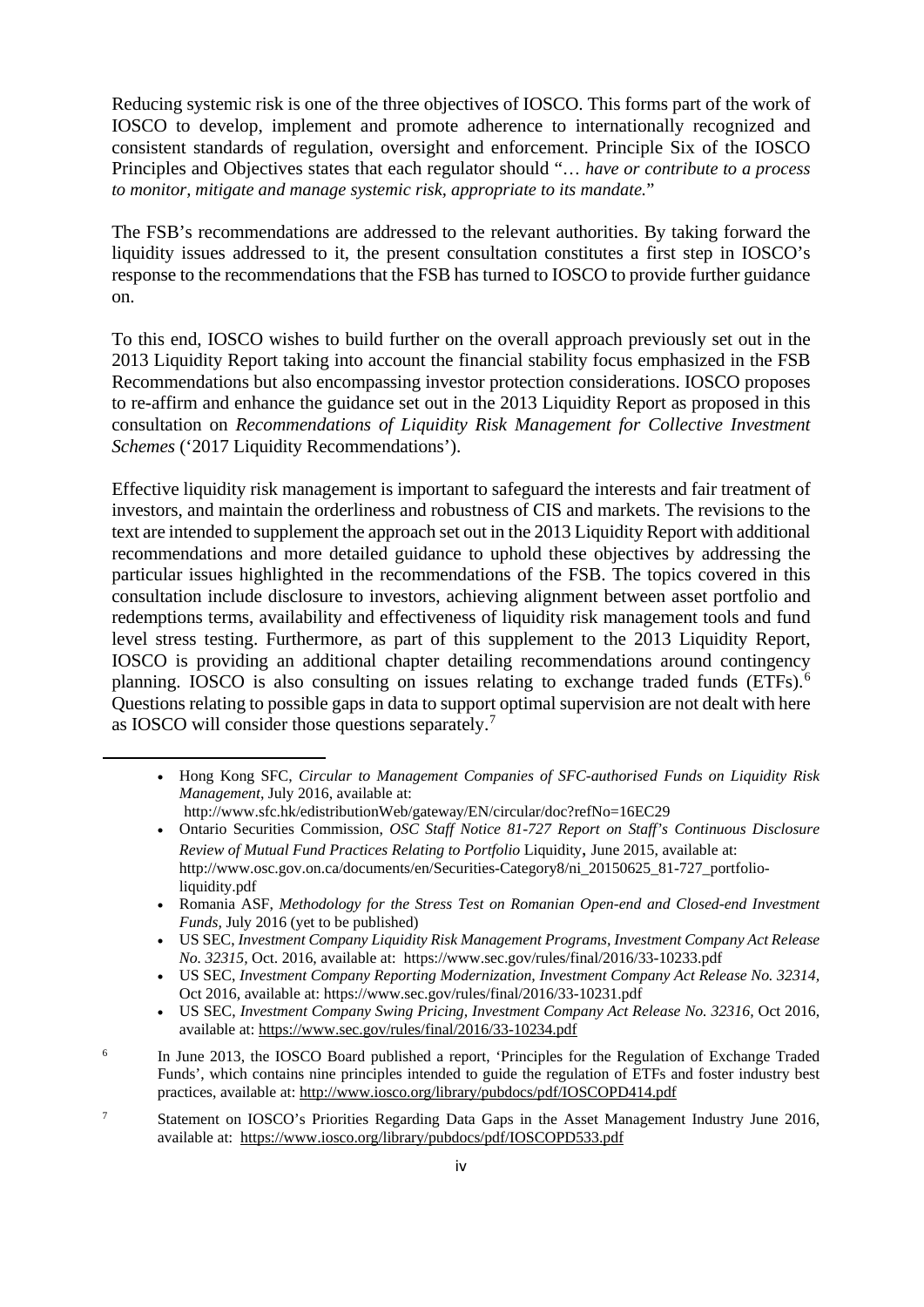Reducing systemic risk is one of the three objectives of IOSCO. This forms part of the work of IOSCO to develop, implement and promote adherence to internationally recognized and consistent standards of regulation, oversight and enforcement. Principle Six of the IOSCO Principles and Objectives states that each regulator should "… *have or contribute to a process to monitor, mitigate and manage systemic risk, appropriate to its mandate.*"

The FSB's recommendations are addressed to the relevant authorities. By taking forward the liquidity issues addressed to it, the present consultation constitutes a first step in IOSCO's response to the recommendations that the FSB has turned to IOSCO to provide further guidance on.

To this end, IOSCO wishes to build further on the overall approach previously set out in the 2013 Liquidity Report taking into account the financial stability focus emphasized in the FSB Recommendations but also encompassing investor protection considerations. IOSCO proposes to re-affirm and enhance the guidance set out in the 2013 Liquidity Report as proposed in this consultation on *Recommendations of Liquidity Risk Management for Collective Investment Schemes* ('2017 Liquidity Recommendations').

Effective liquidity risk management is important to safeguard the interests and fair treatment of investors, and maintain the orderliness and robustness of CIS and markets. The revisions to the text are intended to supplement the approach set out in the 2013 Liquidity Report with additional recommendations and more detailed guidance to uphold these objectives by addressing the particular issues highlighted in the recommendations of the FSB. The topics covered in this consultation include disclosure to investors, achieving alignment between asset portfolio and redemptions terms, availability and effectiveness of liquidity risk management tools and fund level stress testing. Furthermore, as part of this supplement to the 2013 Liquidity Report, IOSCO is providing an additional chapter detailing recommendations around contingency planning. IOSCO is also consulting on issues relating to exchange traded funds (ETFs).[6] Questions relating to possible gaps in data to support optimal supervision are not dealt with here as IOSCO will consider those questions separately.[7]

---

- Hong Kong SFC, *Circular to Management Companies of SFC-authorised Funds on Liquidity Risk Management*, July 2016, available at: http://www.sfc.hk/edistributionWeb/gateway/EN/circular/doc?refNo=16EC29
- Ontario Securities Commission, *OSC Staff Notice 81-727 Report on Staff's Continuous Disclosure Review of Mutual Fund Practices Relating to Portfolio* Liquidity, June 2015, available at: http://www.osc.gov.on.ca/documents/en/Securities-Category8/ni_20150625_81-727_portfolio-liquidity.pdf
- Romania ASF, *Methodology for the Stress Test on Romanian Open-end and Closed-end Investment Funds*, July 2016 (yet to be published)
- US SEC, *Investment Company Liquidity Risk Management Programs, Investment Company Act Release No. 32315*, Oct. 2016, available at: https://www.sec.gov/rules/final/2016/33-10233.pdf
- US SEC, *Investment Company Reporting Modernization, Investment Company Act Release No. 32314*, Oct 2016, available at: https://www.sec.gov/rules/final/2016/33-10231.pdf
- US SEC, *Investment Company Swing Pricing, Investment Company Act Release No. 32316*, Oct 2016, available at: https://www.sec.gov/rules/final/2016/33-10234.pdf

[6] In June 2013, the IOSCO Board published a report, 'Principles for the Regulation of Exchange Traded Funds', which contains nine principles intended to guide the regulation of ETFs and foster industry best practices, available at: http://www.iosco.org/library/pubdocs/pdf/IOSCOPD414.pdf

[7] Statement on IOSCO's Priorities Regarding Data Gaps in the Asset Management Industry June 2016, available at: https://www.iosco.org/library/pubdocs/pdf/IOSCOPD533.pdf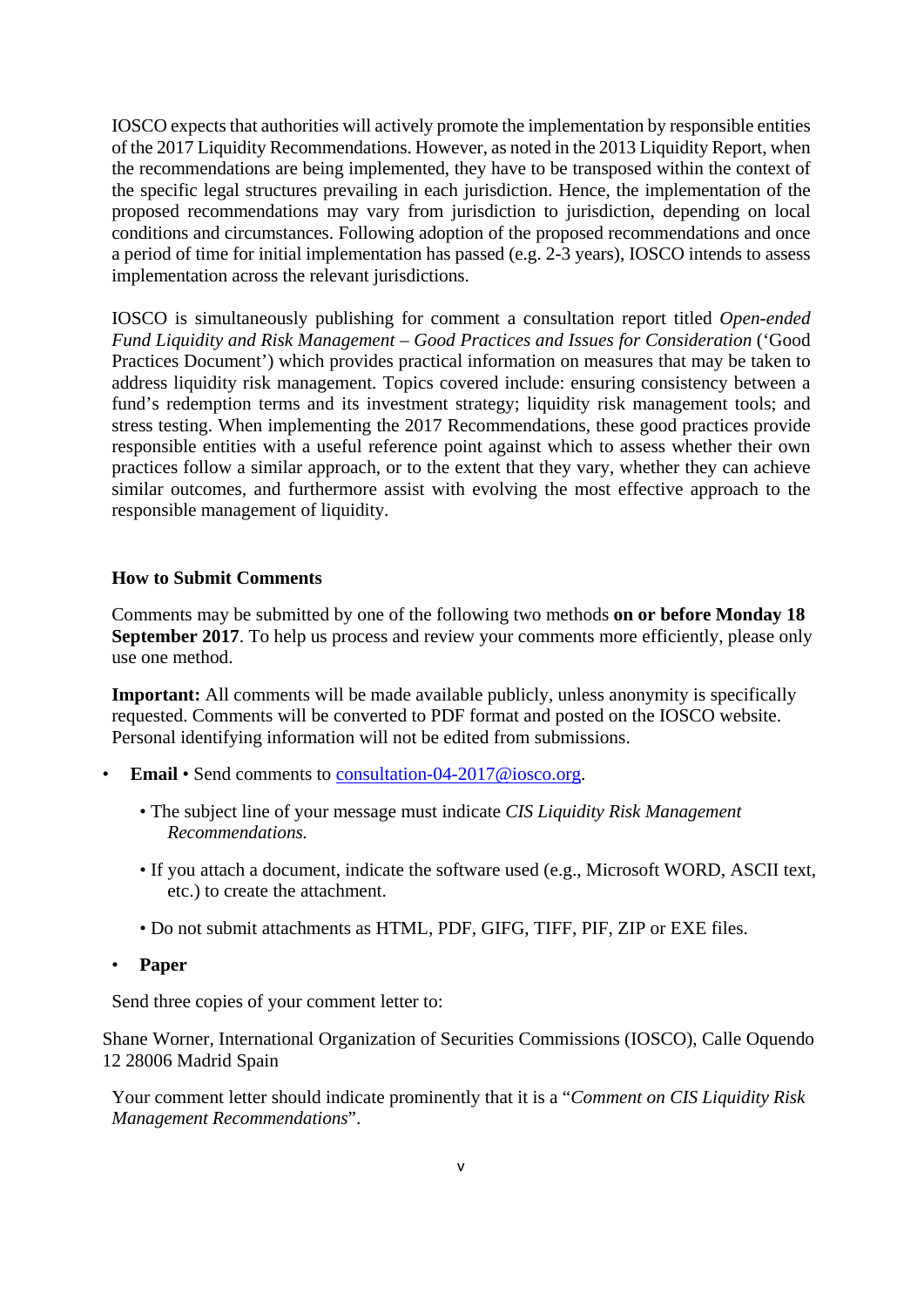IOSCO expects that authorities will actively promote the implementation by responsible entities of the 2017 Liquidity Recommendations. However, as noted in the 2013 Liquidity Report, when the recommendations are being implemented, they have to be transposed within the context of the specific legal structures prevailing in each jurisdiction. Hence, the implementation of the proposed recommendations may vary from jurisdiction to jurisdiction, depending on local conditions and circumstances. Following adoption of the proposed recommendations and once a period of time for initial implementation has passed (e.g. 2-3 years), IOSCO intends to assess implementation across the relevant jurisdictions.

IOSCO is simultaneously publishing for comment a consultation report titled *Open-ended Fund Liquidity and Risk Management – Good Practices and Issues for Consideration* ('Good Practices Document') which provides practical information on measures that may be taken to address liquidity risk management. Topics covered include: ensuring consistency between a fund's redemption terms and its investment strategy; liquidity risk management tools; and stress testing. When implementing the 2017 Recommendations, these good practices provide responsible entities with a useful reference point against which to assess whether their own practices follow a similar approach, or to the extent that they vary, whether they can achieve similar outcomes, and furthermore assist with evolving the most effective approach to the responsible management of liquidity.

**How to Submit Comments**

Comments may be submitted by one of the following two methods **on or before Monday 18 September 2017**. To help us process and review your comments more efficiently, please only use one method.

**Important:** All comments will be made available publicly, unless anonymity is specifically requested. Comments will be converted to PDF format and posted on the IOSCO website. Personal identifying information will not be edited from submissions.

- **Email** • Send comments to consultation-04-2017@iosco.org.
  - The subject line of your message must indicate *CIS Liquidity Risk Management Recommendations.*
  - If you attach a document, indicate the software used (e.g., Microsoft WORD, ASCII text, etc.) to create the attachment.
  - Do not submit attachments as HTML, PDF, GIFG, TIFF, PIF, ZIP or EXE files.
- **Paper**

Send three copies of your comment letter to:

Shane Worner, International Organization of Securities Commissions (IOSCO), Calle Oquendo 12 28006 Madrid Spain

Your comment letter should indicate prominently that it is a "*Comment on CIS Liquidity Risk Management Recommendations*".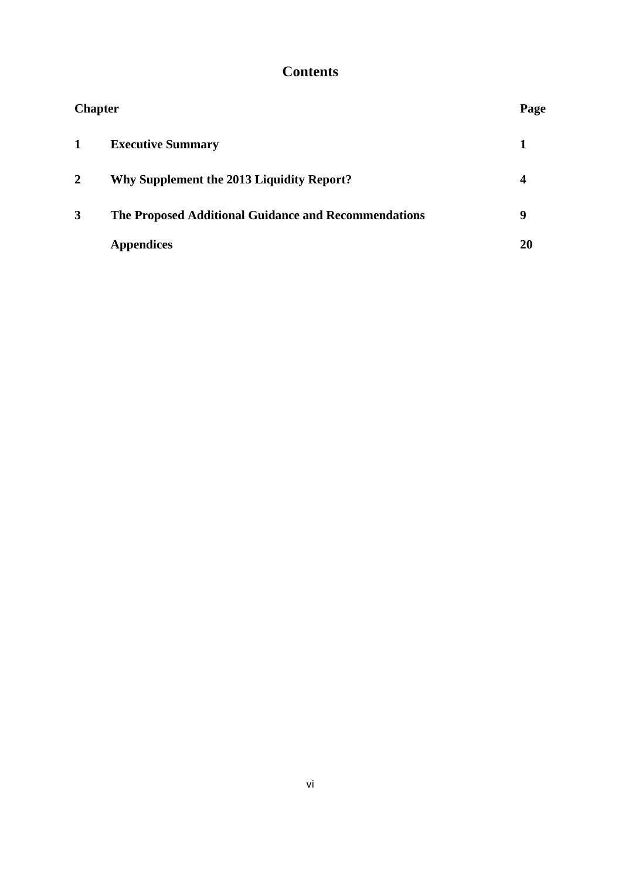# Contents

| Chapter | | Page |
|---|---|---|
| 1 | Executive Summary | 1 |
| 2 | Why Supplement the 2013 Liquidity Report? | 4 |
| 3 | The Proposed Additional Guidance and Recommendations | 9 |
| | Appendices | 20 |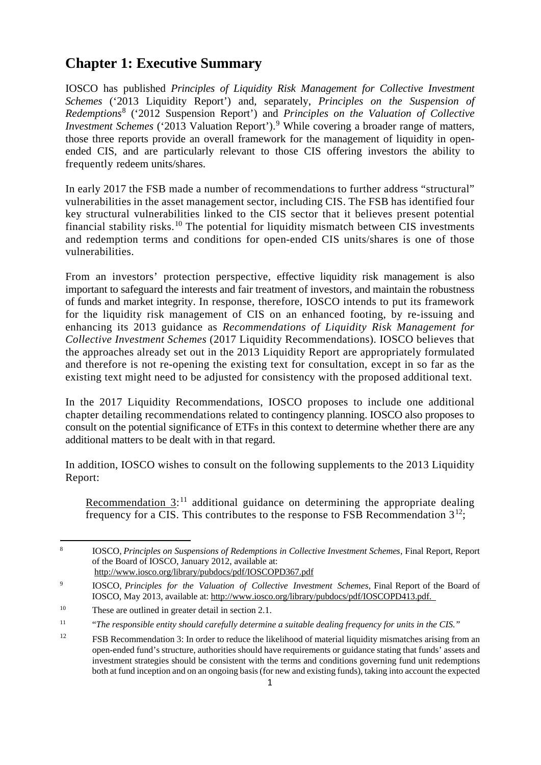# Chapter 1: Executive Summary

IOSCO has published *Principles of Liquidity Risk Management for Collective Investment Schemes* ('2013 Liquidity Report') and, separately, *Principles on the Suspension of Redemptions*[8] ('2012 Suspension Report') and *Principles on the Valuation of Collective Investment Schemes* ('2013 Valuation Report').[9] While covering a broader range of matters, those three reports provide an overall framework for the management of liquidity in open-ended CIS, and are particularly relevant to those CIS offering investors the ability to frequently redeem units/shares.

In early 2017 the FSB made a number of recommendations to further address "structural" vulnerabilities in the asset management sector, including CIS. The FSB has identified four key structural vulnerabilities linked to the CIS sector that it believes present potential financial stability risks.[10] The potential for liquidity mismatch between CIS investments and redemption terms and conditions for open-ended CIS units/shares is one of those vulnerabilities.

From an investors' protection perspective, effective liquidity risk management is also important to safeguard the interests and fair treatment of investors, and maintain the robustness of funds and market integrity. In response, therefore, IOSCO intends to put its framework for the liquidity risk management of CIS on an enhanced footing, by re-issuing and enhancing its 2013 guidance as *Recommendations of Liquidity Risk Management for Collective Investment Schemes* (2017 Liquidity Recommendations). IOSCO believes that the approaches already set out in the 2013 Liquidity Report are appropriately formulated and therefore is not re-opening the existing text for consultation, except in so far as the existing text might need to be adjusted for consistency with the proposed additional text.

In the 2017 Liquidity Recommendations, IOSCO proposes to include one additional chapter detailing recommendations related to contingency planning. IOSCO also proposes to consult on the potential significance of ETFs in this context to determine whether there are any additional matters to be dealt with in that regard.

In addition, IOSCO wishes to consult on the following supplements to the 2013 Liquidity Report:

Recommendation 3:[11] additional guidance on determining the appropriate dealing frequency for a CIS. This contributes to the response to FSB Recommendation 3[12];

---

[8] IOSCO, *Principles on Suspensions of Redemptions in Collective Investment Schemes*, Final Report, Report of the Board of IOSCO, January 2012, available at: http://www.iosco.org/library/pubdocs/pdf/IOSCOPD367.pdf

[9] IOSCO, *Principles for the Valuation of Collective Investment Schemes*, Final Report of the Board of IOSCO, May 2013, available at: http://www.iosco.org/library/pubdocs/pdf/IOSCOPD413.pdf.

[10] These are outlined in greater detail in section 2.1.

[11] "*The responsible entity should carefully determine a suitable dealing frequency for units in the CIS.*"

[12] FSB Recommendation 3: In order to reduce the likelihood of material liquidity mismatches arising from an open-ended fund's structure, authorities should have requirements or guidance stating that funds' assets and investment strategies should be consistent with the terms and conditions governing fund unit redemptions both at fund inception and on an ongoing basis (for new and existing funds), taking into account the expected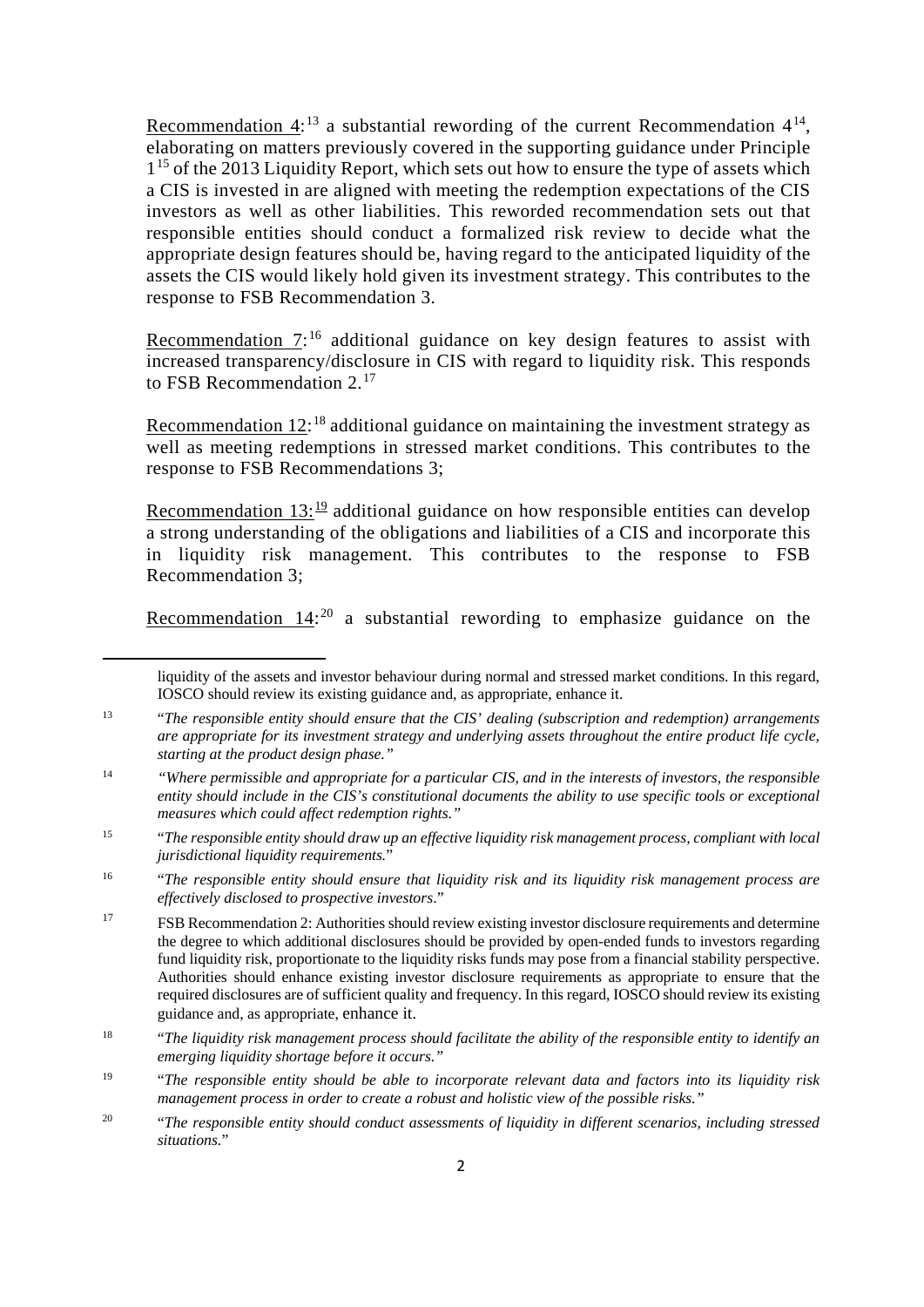Recommendation 4:[13] a substantial rewording of the current Recommendation 4[14], elaborating on matters previously covered in the supporting guidance under Principle 1[15] of the 2013 Liquidity Report, which sets out how to ensure the type of assets which a CIS is invested in are aligned with meeting the redemption expectations of the CIS investors as well as other liabilities. This reworded recommendation sets out that responsible entities should conduct a formalized risk review to decide what the appropriate design features should be, having regard to the anticipated liquidity of the assets the CIS would likely hold given its investment strategy. This contributes to the response to FSB Recommendation 3.

Recommendation 7:[16] additional guidance on key design features to assist with increased transparency/disclosure in CIS with regard to liquidity risk. This responds to FSB Recommendation 2.[17]

Recommendation 12:[18] additional guidance on maintaining the investment strategy as well as meeting redemptions in stressed market conditions. This contributes to the response to FSB Recommendations 3;

Recommendation 13:[19] additional guidance on how responsible entities can develop a strong understanding of the obligations and liabilities of a CIS and incorporate this in liquidity risk management. This contributes to the response to FSB Recommendation 3;

Recommendation 14:[20] a substantial rewording to emphasize guidance on the

---

liquidity of the assets and investor behaviour during normal and stressed market conditions. In this regard, IOSCO should review its existing guidance and, as appropriate, enhance it.

[13] "*The responsible entity should ensure that the CIS' dealing (subscription and redemption) arrangements are appropriate for its investment strategy and underlying assets throughout the entire product life cycle, starting at the product design phase.*"

[14] "*Where permissible and appropriate for a particular CIS, and in the interests of investors, the responsible entity should include in the CIS's constitutional documents the ability to use specific tools or exceptional measures which could affect redemption rights.*"

[15] "*The responsible entity should draw up an effective liquidity risk management process, compliant with local jurisdictional liquidity requirements.*"

[16] "*The responsible entity should ensure that liquidity risk and its liquidity risk management process are effectively disclosed to prospective investors*."

[17] FSB Recommendation 2: Authorities should review existing investor disclosure requirements and determine the degree to which additional disclosures should be provided by open-ended funds to investors regarding fund liquidity risk, proportionate to the liquidity risks funds may pose from a financial stability perspective. Authorities should enhance existing investor disclosure requirements as appropriate to ensure that the required disclosures are of sufficient quality and frequency. In this regard, IOSCO should review its existing guidance and, as appropriate, enhance it.

[18] "*The liquidity risk management process should facilitate the ability of the responsible entity to identify an emerging liquidity shortage before it occurs.*"

[19] "*The responsible entity should be able to incorporate relevant data and factors into its liquidity risk management process in order to create a robust and holistic view of the possible risks.*"

[20] "*The responsible entity should conduct assessments of liquidity in different scenarios, including stressed situations.*"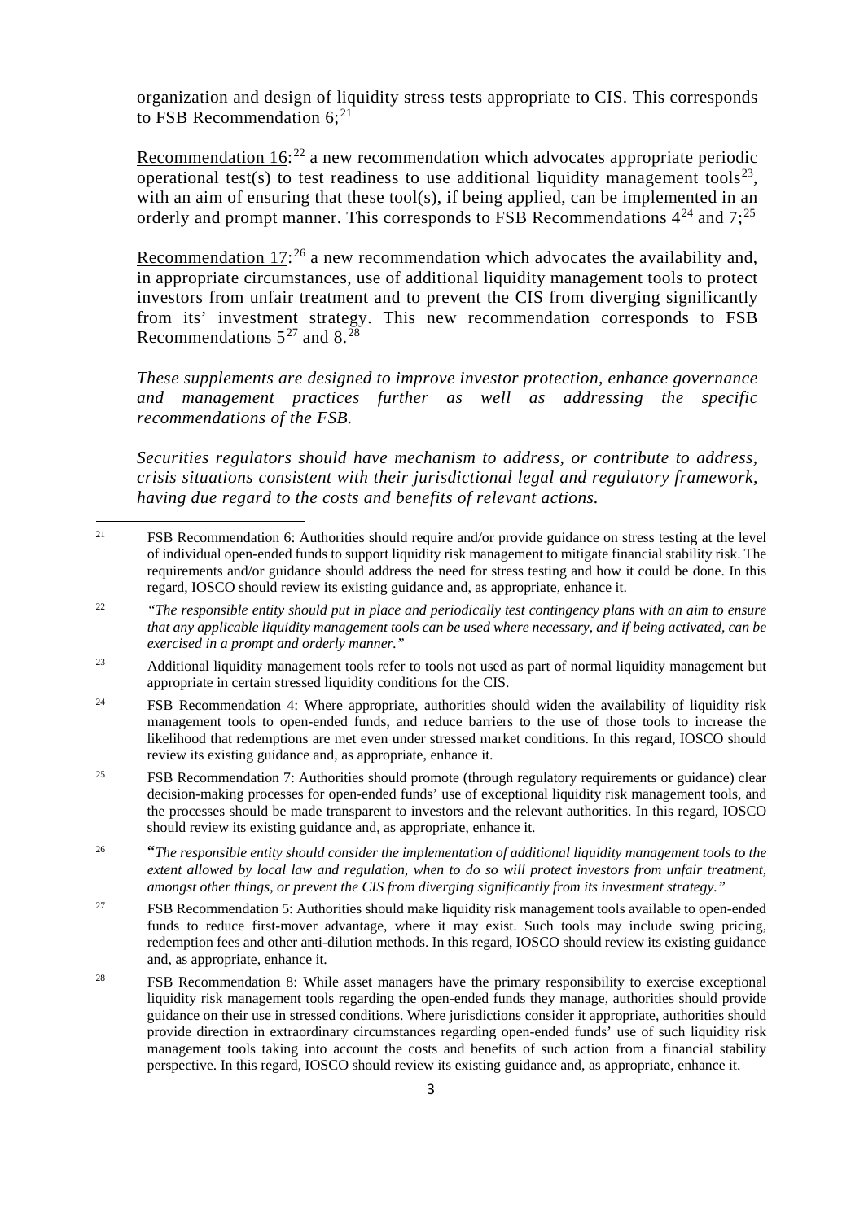organization and design of liquidity stress tests appropriate to CIS. This corresponds to FSB Recommendation 6;[21]

Recommendation 16:[22] a new recommendation which advocates appropriate periodic operational test(s) to test readiness to use additional liquidity management tools[23], with an aim of ensuring that these tool(s), if being applied, can be implemented in an orderly and prompt manner. This corresponds to FSB Recommendations 4[24] and 7;[25]

Recommendation 17:[26] a new recommendation which advocates the availability and, in appropriate circumstances, use of additional liquidity management tools to protect investors from unfair treatment and to prevent the CIS from diverging significantly from its' investment strategy. This new recommendation corresponds to FSB Recommendations 5[27] and 8.[28]

*These supplements are designed to improve investor protection, enhance governance and management practices further as well as addressing the specific recommendations of the FSB.*

*Securities regulators should have mechanism to address, or contribute to address, crisis situations consistent with their jurisdictional legal and regulatory framework, having due regard to the costs and benefits of relevant actions.*

---

[21] FSB Recommendation 6: Authorities should require and/or provide guidance on stress testing at the level of individual open-ended funds to support liquidity risk management to mitigate financial stability risk. The requirements and/or guidance should address the need for stress testing and how it could be done. In this regard, IOSCO should review its existing guidance and, as appropriate, enhance it.

[22] *"The responsible entity should put in place and periodically test contingency plans with an aim to ensure that any applicable liquidity management tools can be used where necessary, and if being activated, can be exercised in a prompt and orderly manner."*

[23] Additional liquidity management tools refer to tools not used as part of normal liquidity management but appropriate in certain stressed liquidity conditions for the CIS.

[24] FSB Recommendation 4: Where appropriate, authorities should widen the availability of liquidity risk management tools to open-ended funds, and reduce barriers to the use of those tools to increase the likelihood that redemptions are met even under stressed market conditions. In this regard, IOSCO should review its existing guidance and, as appropriate, enhance it.

[25] FSB Recommendation 7: Authorities should promote (through regulatory requirements or guidance) clear decision-making processes for open-ended funds' use of exceptional liquidity risk management tools, and the processes should be made transparent to investors and the relevant authorities. In this regard, IOSCO should review its existing guidance and, as appropriate, enhance it.

[26] "*The responsible entity should consider the implementation of additional liquidity management tools to the extent allowed by local law and regulation, when to do so will protect investors from unfair treatment, amongst other things, or prevent the CIS from diverging significantly from its investment strategy."*

[27] FSB Recommendation 5: Authorities should make liquidity risk management tools available to open-ended funds to reduce first-mover advantage, where it may exist. Such tools may include swing pricing, redemption fees and other anti-dilution methods. In this regard, IOSCO should review its existing guidance and, as appropriate, enhance it.

[28] FSB Recommendation 8: While asset managers have the primary responsibility to exercise exceptional liquidity risk management tools regarding the open-ended funds they manage, authorities should provide guidance on their use in stressed conditions. Where jurisdictions consider it appropriate, authorities should provide direction in extraordinary circumstances regarding open-ended funds' use of such liquidity risk management tools taking into account the costs and benefits of such action from a financial stability perspective. In this regard, IOSCO should review its existing guidance and, as appropriate, enhance it.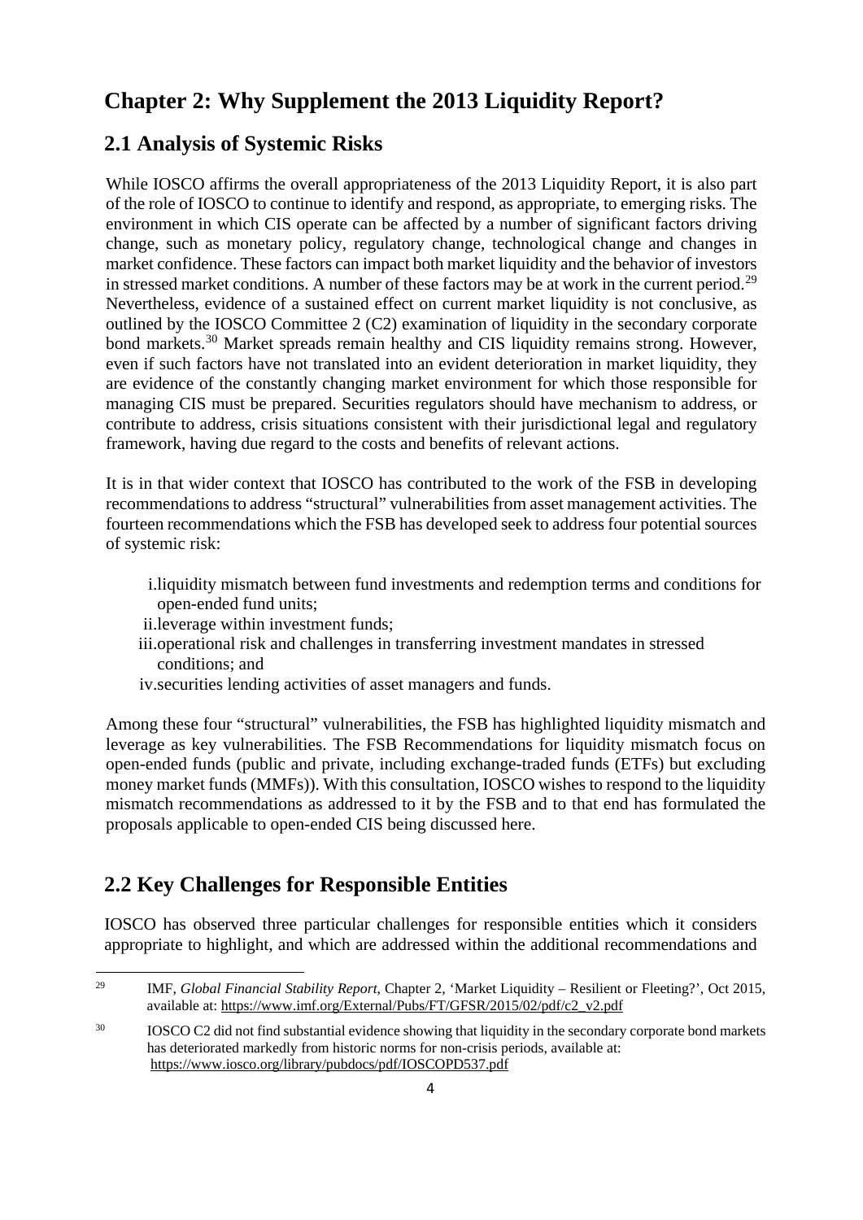# Chapter 2: Why Supplement the 2013 Liquidity Report?

## 2.1 Analysis of Systemic Risks

While IOSCO affirms the overall appropriateness of the 2013 Liquidity Report, it is also part of the role of IOSCO to continue to identify and respond, as appropriate, to emerging risks. The environment in which CIS operate can be affected by a number of significant factors driving change, such as monetary policy, regulatory change, technological change and changes in market confidence. These factors can impact both market liquidity and the behavior of investors in stressed market conditions. A number of these factors may be at work in the current period.[29] Nevertheless, evidence of a sustained effect on current market liquidity is not conclusive, as outlined by the IOSCO Committee 2 (C2) examination of liquidity in the secondary corporate bond markets.[30] Market spreads remain healthy and CIS liquidity remains strong. However, even if such factors have not translated into an evident deterioration in market liquidity, they are evidence of the constantly changing market environment for which those responsible for managing CIS must be prepared. Securities regulators should have mechanism to address, or contribute to address, crisis situations consistent with their jurisdictional legal and regulatory framework, having due regard to the costs and benefits of relevant actions.

It is in that wider context that IOSCO has contributed to the work of the FSB in developing recommendations to address "structural" vulnerabilities from asset management activities. The fourteen recommendations which the FSB has developed seek to address four potential sources of systemic risk:

i. liquidity mismatch between fund investments and redemption terms and conditions for open-ended fund units;

ii. leverage within investment funds;

iii. operational risk and challenges in transferring investment mandates in stressed conditions; and

iv. securities lending activities of asset managers and funds.

Among these four "structural" vulnerabilities, the FSB has highlighted liquidity mismatch and leverage as key vulnerabilities. The FSB Recommendations for liquidity mismatch focus on open-ended funds (public and private, including exchange-traded funds (ETFs) but excluding money market funds (MMFs)). With this consultation, IOSCO wishes to respond to the liquidity mismatch recommendations as addressed to it by the FSB and to that end has formulated the proposals applicable to open-ended CIS being discussed here.

## 2.2 Key Challenges for Responsible Entities

IOSCO has observed three particular challenges for responsible entities which it considers appropriate to highlight, and which are addressed within the additional recommendations and

---

[29] IMF, *Global Financial Stability Report*, Chapter 2, 'Market Liquidity – Resilient or Fleeting?', Oct 2015, available at: https://www.imf.org/External/Pubs/FT/GFSR/2015/02/pdf/c2_v2.pdf

[30] IOSCO C2 did not find substantial evidence showing that liquidity in the secondary corporate bond markets has deteriorated markedly from historic norms for non-crisis periods, available at: https://www.iosco.org/library/pubdocs/pdf/IOSCOPD537.pdf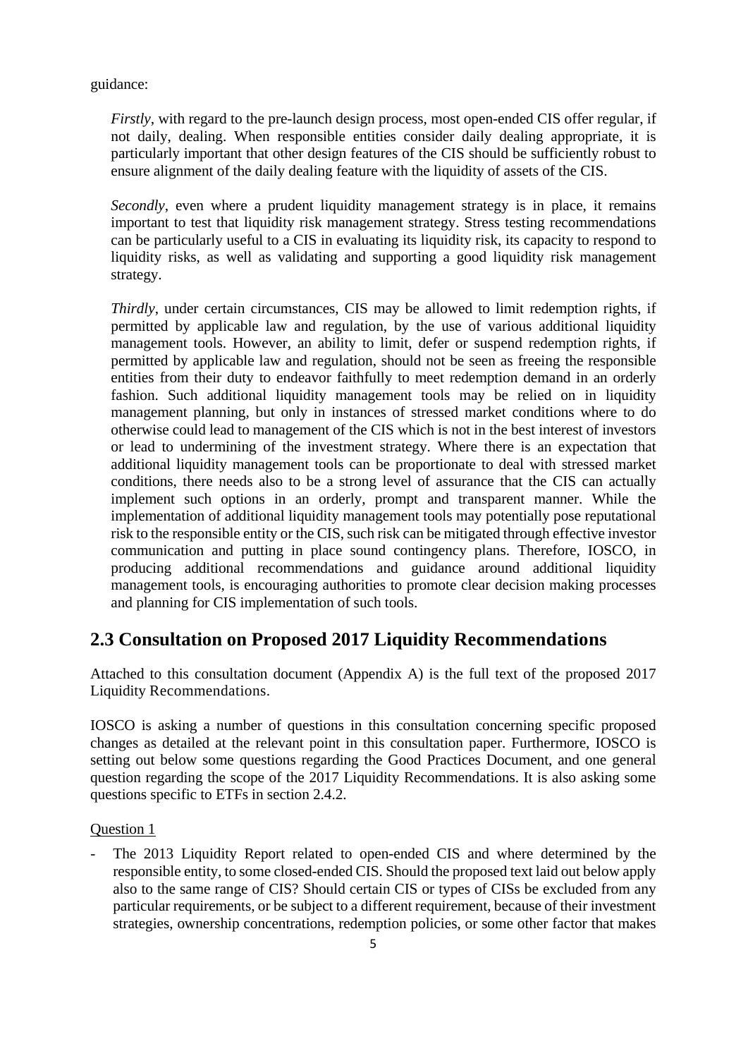guidance:

> *Firstly*, with regard to the pre-launch design process, most open-ended CIS offer regular, if not daily, dealing. When responsible entities consider daily dealing appropriate, it is particularly important that other design features of the CIS should be sufficiently robust to ensure alignment of the daily dealing feature with the liquidity of assets of the CIS.
>
> *Secondly*, even where a prudent liquidity management strategy is in place, it remains important to test that liquidity risk management strategy. Stress testing recommendations can be particularly useful to a CIS in evaluating its liquidity risk, its capacity to respond to liquidity risks, as well as validating and supporting a good liquidity risk management strategy.
>
> *Thirdly*, under certain circumstances, CIS may be allowed to limit redemption rights, if permitted by applicable law and regulation, by the use of various additional liquidity management tools. However, an ability to limit, defer or suspend redemption rights, if permitted by applicable law and regulation, should not be seen as freeing the responsible entities from their duty to endeavor faithfully to meet redemption demand in an orderly fashion. Such additional liquidity management tools may be relied on in liquidity management planning, but only in instances of stressed market conditions where to do otherwise could lead to management of the CIS which is not in the best interest of investors or lead to undermining of the investment strategy. Where there is an expectation that additional liquidity management tools can be proportionate to deal with stressed market conditions, there needs also to be a strong level of assurance that the CIS can actually implement such options in an orderly, prompt and transparent manner. While the implementation of additional liquidity management tools may potentially pose reputational risk to the responsible entity or the CIS, such risk can be mitigated through effective investor communication and putting in place sound contingency plans. Therefore, IOSCO, in producing additional recommendations and guidance around additional liquidity management tools, is encouraging authorities to promote clear decision making processes and planning for CIS implementation of such tools.

## 2.3 Consultation on Proposed 2017 Liquidity Recommendations

Attached to this consultation document (Appendix A) is the full text of the proposed 2017 Liquidity Recommendations.

IOSCO is asking a number of questions in this consultation concerning specific proposed changes as detailed at the relevant point in this consultation paper. Furthermore, IOSCO is setting out below some questions regarding the Good Practices Document, and one general question regarding the scope of the 2017 Liquidity Recommendations. It is also asking some questions specific to ETFs in section 2.4.2.

Question 1

- The 2013 Liquidity Report related to open-ended CIS and where determined by the responsible entity, to some closed-ended CIS. Should the proposed text laid out below apply also to the same range of CIS? Should certain CIS or types of CISs be excluded from any particular requirements, or be subject to a different requirement, because of their investment strategies, ownership concentrations, redemption policies, or some other factor that makes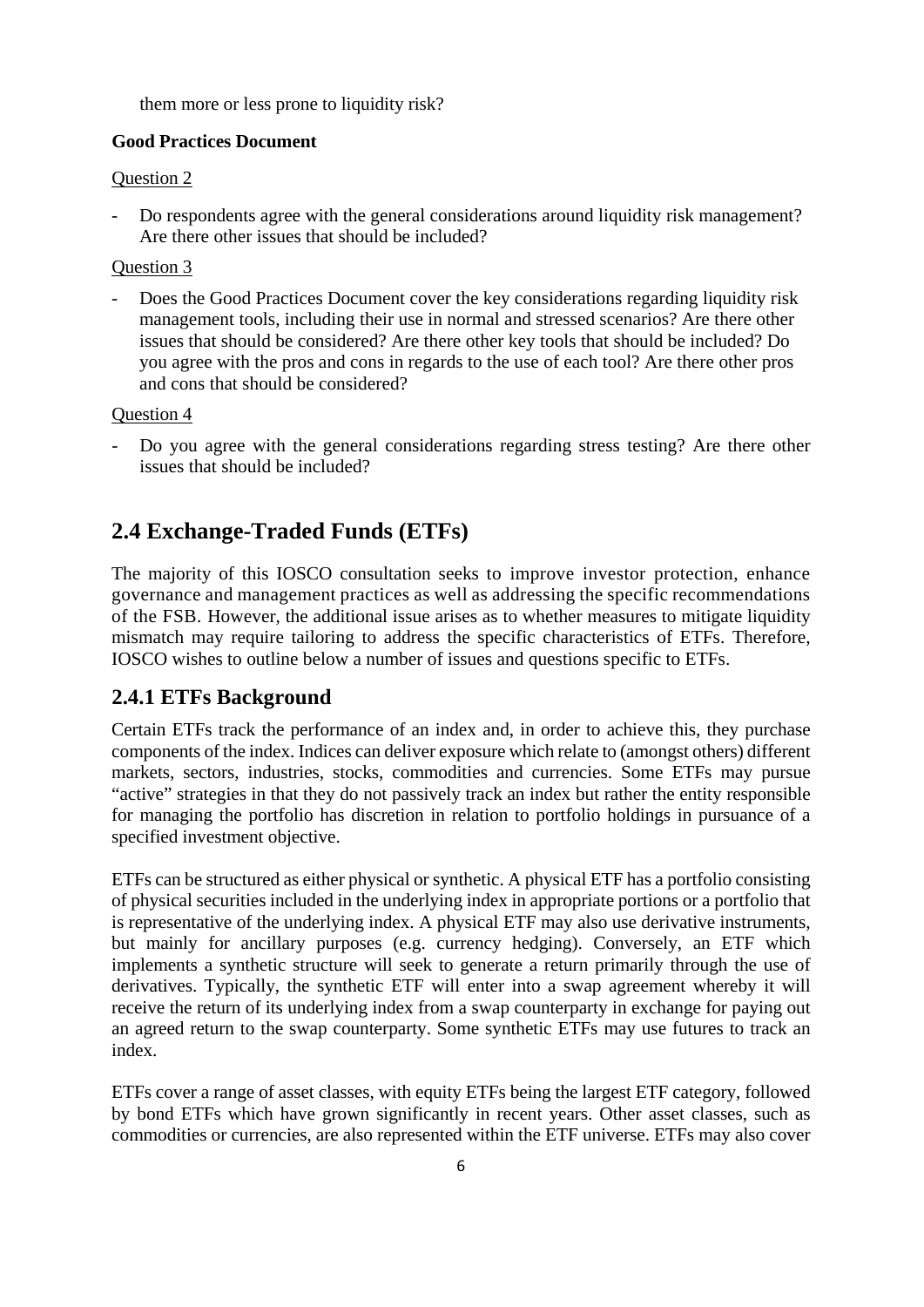them more or less prone to liquidity risk?

**Good Practices Document**

Question 2

- Do respondents agree with the general considerations around liquidity risk management? Are there other issues that should be included?

Question 3

- Does the Good Practices Document cover the key considerations regarding liquidity risk management tools, including their use in normal and stressed scenarios? Are there other issues that should be considered? Are there other key tools that should be included? Do you agree with the pros and cons in regards to the use of each tool? Are there other pros and cons that should be considered?

Question 4

- Do you agree with the general considerations regarding stress testing? Are there other issues that should be included?

## 2.4 Exchange-Traded Funds (ETFs)

The majority of this IOSCO consultation seeks to improve investor protection, enhance governance and management practices as well as addressing the specific recommendations of the FSB. However, the additional issue arises as to whether measures to mitigate liquidity mismatch may require tailoring to address the specific characteristics of ETFs. Therefore, IOSCO wishes to outline below a number of issues and questions specific to ETFs.

### 2.4.1 ETFs Background

Certain ETFs track the performance of an index and, in order to achieve this, they purchase components of the index. Indices can deliver exposure which relate to (amongst others) different markets, sectors, industries, stocks, commodities and currencies. Some ETFs may pursue "active" strategies in that they do not passively track an index but rather the entity responsible for managing the portfolio has discretion in relation to portfolio holdings in pursuance of a specified investment objective.

ETFs can be structured as either physical or synthetic. A physical ETF has a portfolio consisting of physical securities included in the underlying index in appropriate portions or a portfolio that is representative of the underlying index. A physical ETF may also use derivative instruments, but mainly for ancillary purposes (e.g. currency hedging). Conversely, an ETF which implements a synthetic structure will seek to generate a return primarily through the use of derivatives. Typically, the synthetic ETF will enter into a swap agreement whereby it will receive the return of its underlying index from a swap counterparty in exchange for paying out an agreed return to the swap counterparty. Some synthetic ETFs may use futures to track an index.

ETFs cover a range of asset classes, with equity ETFs being the largest ETF category, followed by bond ETFs which have grown significantly in recent years. Other asset classes, such as commodities or currencies, are also represented within the ETF universe. ETFs may also cover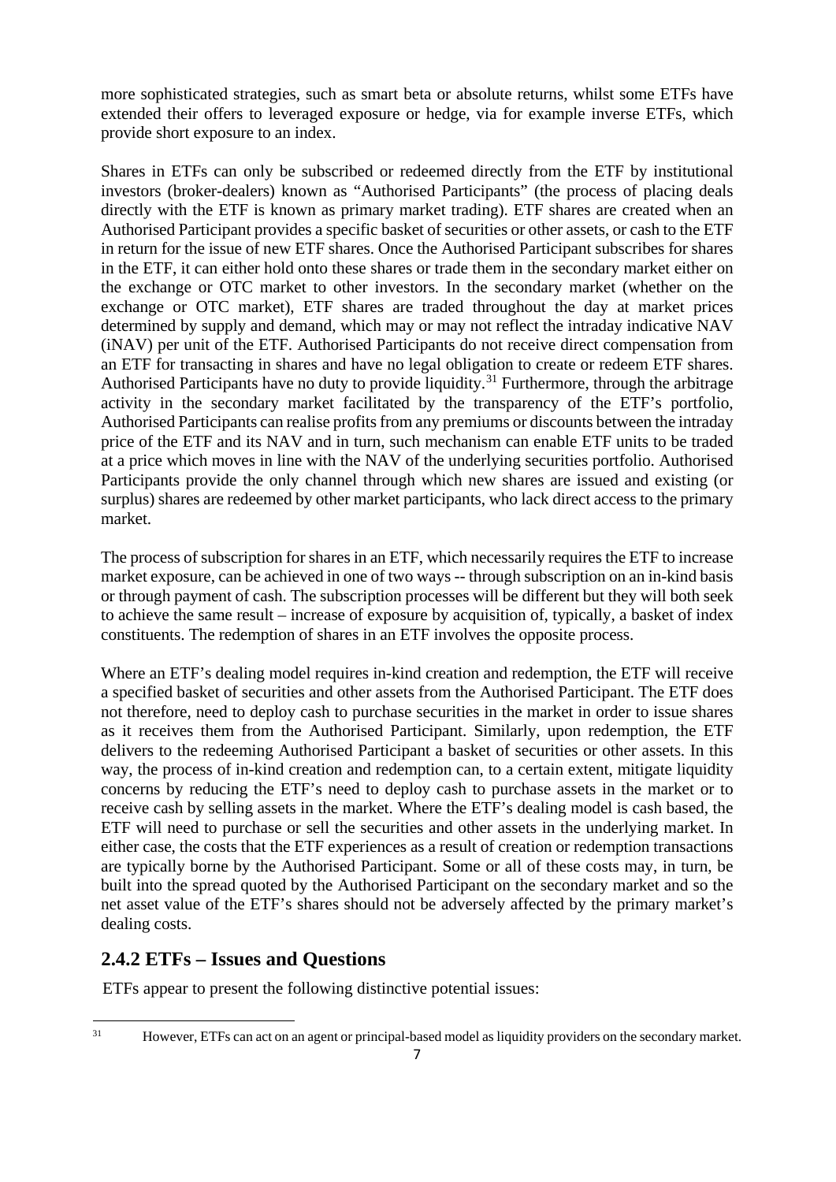more sophisticated strategies, such as smart beta or absolute returns, whilst some ETFs have extended their offers to leveraged exposure or hedge, via for example inverse ETFs, which provide short exposure to an index.

Shares in ETFs can only be subscribed or redeemed directly from the ETF by institutional investors (broker-dealers) known as "Authorised Participants" (the process of placing deals directly with the ETF is known as primary market trading). ETF shares are created when an Authorised Participant provides a specific basket of securities or other assets, or cash to the ETF in return for the issue of new ETF shares. Once the Authorised Participant subscribes for shares in the ETF, it can either hold onto these shares or trade them in the secondary market either on the exchange or OTC market to other investors. In the secondary market (whether on the exchange or OTC market), ETF shares are traded throughout the day at market prices determined by supply and demand, which may or may not reflect the intraday indicative NAV (iNAV) per unit of the ETF. Authorised Participants do not receive direct compensation from an ETF for transacting in shares and have no legal obligation to create or redeem ETF shares. Authorised Participants have no duty to provide liquidity.[31] Furthermore, through the arbitrage activity in the secondary market facilitated by the transparency of the ETF's portfolio, Authorised Participants can realise profits from any premiums or discounts between the intraday price of the ETF and its NAV and in turn, such mechanism can enable ETF units to be traded at a price which moves in line with the NAV of the underlying securities portfolio. Authorised Participants provide the only channel through which new shares are issued and existing (or surplus) shares are redeemed by other market participants, who lack direct access to the primary market.

The process of subscription for shares in an ETF, which necessarily requires the ETF to increase market exposure, can be achieved in one of two ways -- through subscription on an in-kind basis or through payment of cash. The subscription processes will be different but they will both seek to achieve the same result – increase of exposure by acquisition of, typically, a basket of index constituents. The redemption of shares in an ETF involves the opposite process.

Where an ETF's dealing model requires in-kind creation and redemption, the ETF will receive a specified basket of securities and other assets from the Authorised Participant. The ETF does not therefore, need to deploy cash to purchase securities in the market in order to issue shares as it receives them from the Authorised Participant. Similarly, upon redemption, the ETF delivers to the redeeming Authorised Participant a basket of securities or other assets. In this way, the process of in-kind creation and redemption can, to a certain extent, mitigate liquidity concerns by reducing the ETF's need to deploy cash to purchase assets in the market or to receive cash by selling assets in the market. Where the ETF's dealing model is cash based, the ETF will need to purchase or sell the securities and other assets in the underlying market. In either case, the costs that the ETF experiences as a result of creation or redemption transactions are typically borne by the Authorised Participant. Some or all of these costs may, in turn, be built into the spread quoted by the Authorised Participant on the secondary market and so the net asset value of the ETF's shares should not be adversely affected by the primary market's dealing costs.

### 2.4.2 ETFs – Issues and Questions

ETFs appear to present the following distinctive potential issues:

[31] However, ETFs can act on an agent or principal-based model as liquidity providers on the secondary market.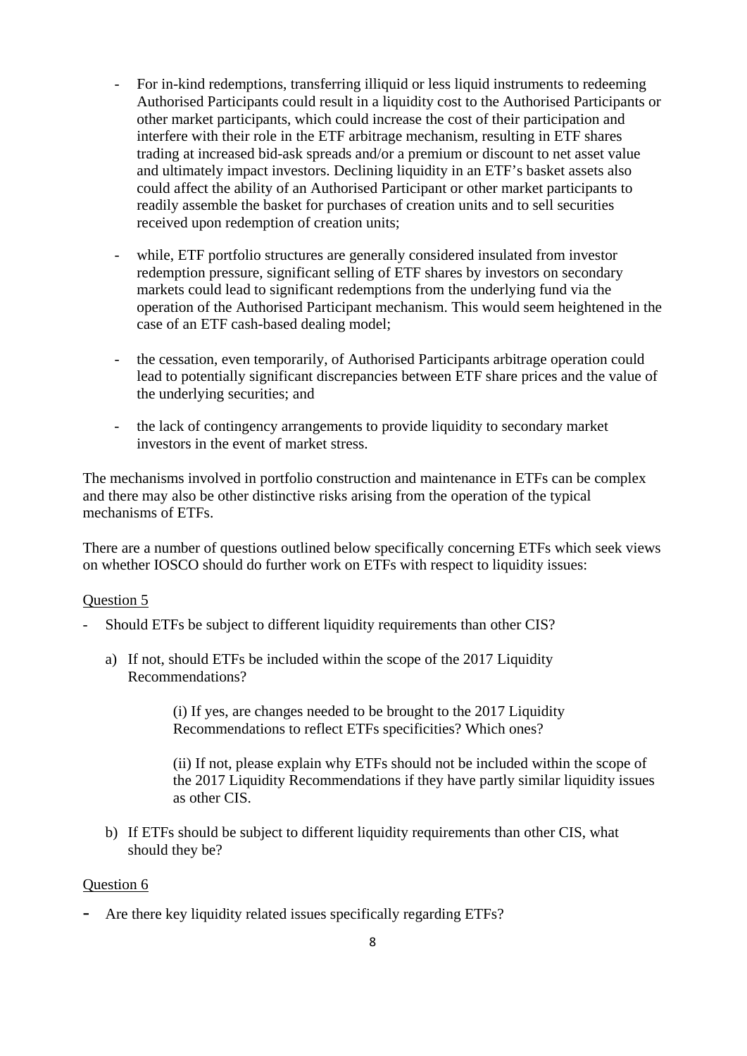- For in-kind redemptions, transferring illiquid or less liquid instruments to redeeming Authorised Participants could result in a liquidity cost to the Authorised Participants or other market participants, which could increase the cost of their participation and interfere with their role in the ETF arbitrage mechanism, resulting in ETF shares trading at increased bid-ask spreads and/or a premium or discount to net asset value and ultimately impact investors. Declining liquidity in an ETF's basket assets also could affect the ability of an Authorised Participant or other market participants to readily assemble the basket for purchases of creation units and to sell securities received upon redemption of creation units;

- while, ETF portfolio structures are generally considered insulated from investor redemption pressure, significant selling of ETF shares by investors on secondary markets could lead to significant redemptions from the underlying fund via the operation of the Authorised Participant mechanism. This would seem heightened in the case of an ETF cash-based dealing model;

- the cessation, even temporarily, of Authorised Participants arbitrage operation could lead to potentially significant discrepancies between ETF share prices and the value of the underlying securities; and

- the lack of contingency arrangements to provide liquidity to secondary market investors in the event of market stress.

The mechanisms involved in portfolio construction and maintenance in ETFs can be complex and there may also be other distinctive risks arising from the operation of the typical mechanisms of ETFs.

There are a number of questions outlined below specifically concerning ETFs which seek views on whether IOSCO should do further work on ETFs with respect to liquidity issues:

Question 5

- Should ETFs be subject to different liquidity requirements than other CIS?

  a) If not, should ETFs be included within the scope of the 2017 Liquidity Recommendations?

     (i) If yes, are changes needed to be brought to the 2017 Liquidity Recommendations to reflect ETFs specificities? Which ones?

     (ii) If not, please explain why ETFs should not be included within the scope of the 2017 Liquidity Recommendations if they have partly similar liquidity issues as other CIS.

  b) If ETFs should be subject to different liquidity requirements than other CIS, what should they be?

Question 6

- Are there key liquidity related issues specifically regarding ETFs?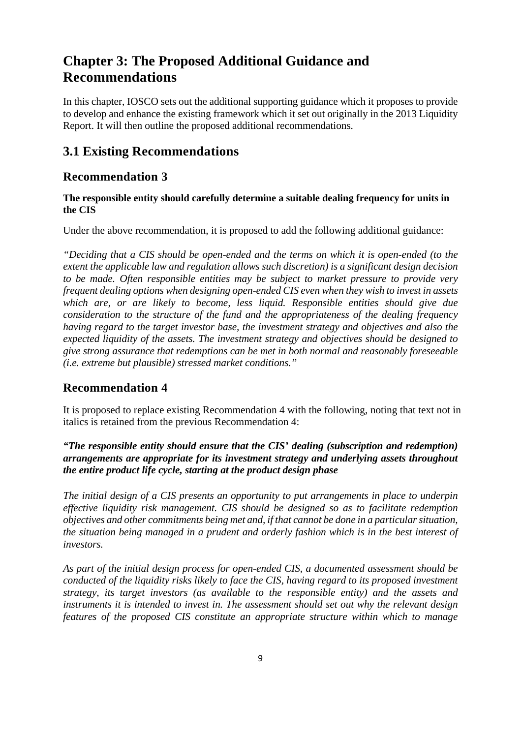# Chapter 3: The Proposed Additional Guidance and Recommendations

In this chapter, IOSCO sets out the additional supporting guidance which it proposes to provide to develop and enhance the existing framework which it set out originally in the 2013 Liquidity Report. It will then outline the proposed additional recommendations.

## 3.1 Existing Recommendations

### Recommendation 3

**The responsible entity should carefully determine a suitable dealing frequency for units in the CIS**

Under the above recommendation, it is proposed to add the following additional guidance:

*"Deciding that a CIS should be open-ended and the terms on which it is open-ended (to the extent the applicable law and regulation allows such discretion) is a significant design decision to be made. Often responsible entities may be subject to market pressure to provide very frequent dealing options when designing open-ended CIS even when they wish to invest in assets which are, or are likely to become, less liquid. Responsible entities should give due consideration to the structure of the fund and the appropriateness of the dealing frequency having regard to the target investor base, the investment strategy and objectives and also the expected liquidity of the assets. The investment strategy and objectives should be designed to give strong assurance that redemptions can be met in both normal and reasonably foreseeable (i.e. extreme but plausible) stressed market conditions."*

### Recommendation 4

It is proposed to replace existing Recommendation 4 with the following, noting that text not in italics is retained from the previous Recommendation 4:

***"The responsible entity should ensure that the CIS' dealing (subscription and redemption) arrangements are appropriate for its investment strategy and underlying assets throughout the entire product life cycle, starting at the product design phase***

*The initial design of a CIS presents an opportunity to put arrangements in place to underpin effective liquidity risk management. CIS should be designed so as to facilitate redemption objectives and other commitments being met and, if that cannot be done in a particular situation, the situation being managed in a prudent and orderly fashion which is in the best interest of investors.*

*As part of the initial design process for open-ended CIS, a documented assessment should be conducted of the liquidity risks likely to face the CIS, having regard to its proposed investment strategy, its target investors (as available to the responsible entity) and the assets and instruments it is intended to invest in. The assessment should set out why the relevant design features of the proposed CIS constitute an appropriate structure within which to manage*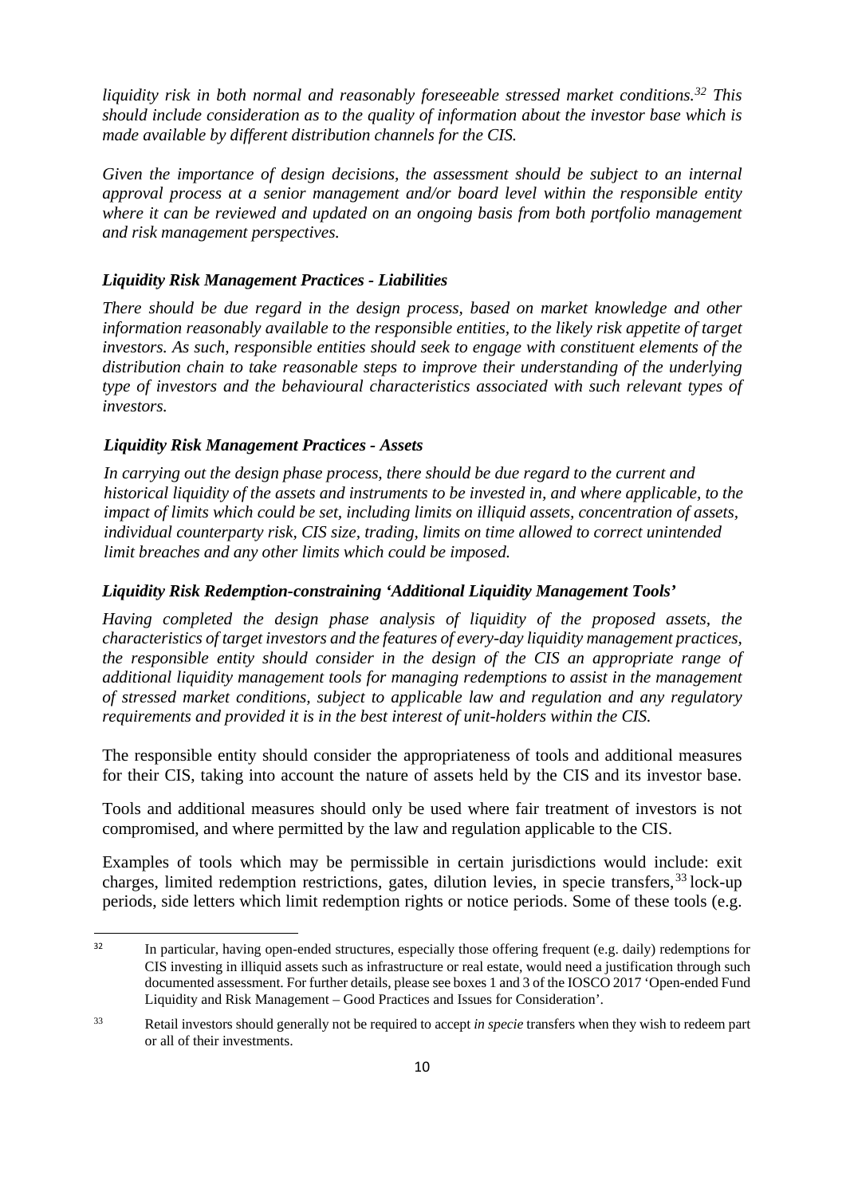*liquidity risk in both normal and reasonably foreseeable stressed market conditions.*[32] *This should include consideration as to the quality of information about the investor base which is made available by different distribution channels for the CIS.*

*Given the importance of design decisions, the assessment should be subject to an internal approval process at a senior management and/or board level within the responsible entity where it can be reviewed and updated on an ongoing basis from both portfolio management and risk management perspectives.*

### *Liquidity Risk Management Practices - Liabilities*

*There should be due regard in the design process, based on market knowledge and other information reasonably available to the responsible entities, to the likely risk appetite of target investors. As such, responsible entities should seek to engage with constituent elements of the distribution chain to take reasonable steps to improve their understanding of the underlying type of investors and the behavioural characteristics associated with such relevant types of investors.*

### *Liquidity Risk Management Practices - Assets*

*In carrying out the design phase process, there should be due regard to the current and historical liquidity of the assets and instruments to be invested in, and where applicable, to the impact of limits which could be set, including limits on illiquid assets, concentration of assets, individual counterparty risk, CIS size, trading, limits on time allowed to correct unintended limit breaches and any other limits which could be imposed.*

### *Liquidity Risk Redemption-constraining 'Additional Liquidity Management Tools'*

*Having completed the design phase analysis of liquidity of the proposed assets, the characteristics of target investors and the features of every-day liquidity management practices, the responsible entity should consider in the design of the CIS an appropriate range of additional liquidity management tools for managing redemptions to assist in the management of stressed market conditions, subject to applicable law and regulation and any regulatory requirements and provided it is in the best interest of unit-holders within the CIS.*

The responsible entity should consider the appropriateness of tools and additional measures for their CIS, taking into account the nature of assets held by the CIS and its investor base.

Tools and additional measures should only be used where fair treatment of investors is not compromised, and where permitted by the law and regulation applicable to the CIS.

Examples of tools which may be permissible in certain jurisdictions would include: exit charges, limited redemption restrictions, gates, dilution levies, in specie transfers,[33] lock-up periods, side letters which limit redemption rights or notice periods. Some of these tools (e.g.

---

[32] In particular, having open-ended structures, especially those offering frequent (e.g. daily) redemptions for CIS investing in illiquid assets such as infrastructure or real estate, would need a justification through such documented assessment. For further details, please see boxes 1 and 3 of the IOSCO 2017 'Open-ended Fund Liquidity and Risk Management – Good Practices and Issues for Consideration'.

[33] Retail investors should generally not be required to accept *in specie* transfers when they wish to redeem part or all of their investments.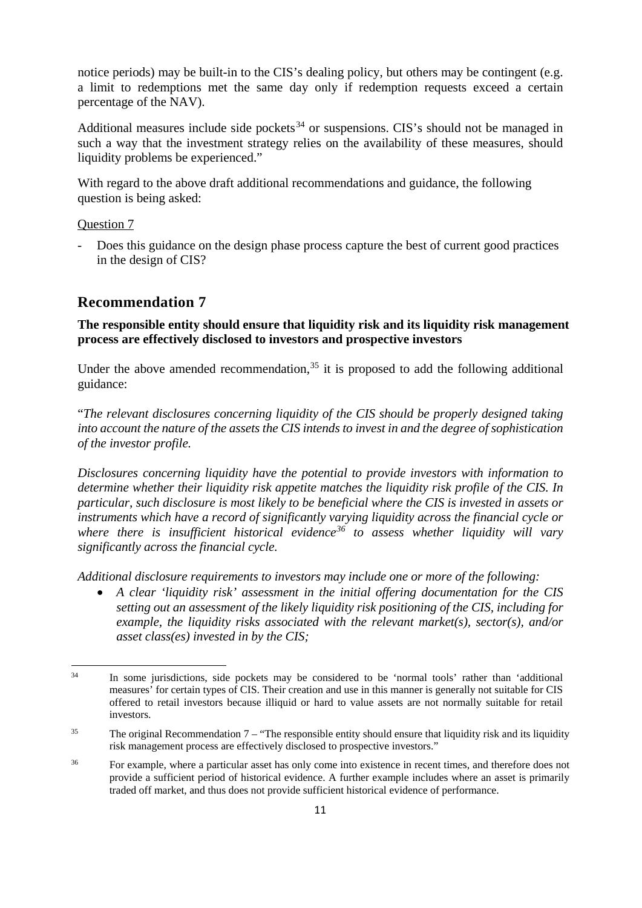notice periods) may be built-in to the CIS's dealing policy, but others may be contingent (e.g. a limit to redemptions met the same day only if redemption requests exceed a certain percentage of the NAV).

Additional measures include side pockets[34] or suspensions. CIS's should not be managed in such a way that the investment strategy relies on the availability of these measures, should liquidity problems be experienced."

With regard to the above draft additional recommendations and guidance, the following question is being asked:

Question 7

- Does this guidance on the design phase process capture the best of current good practices in the design of CIS?

## Recommendation 7

**The responsible entity should ensure that liquidity risk and its liquidity risk management process are effectively disclosed to investors and prospective investors**

Under the above amended recommendation,[35] it is proposed to add the following additional guidance:

"*The relevant disclosures concerning liquidity of the CIS should be properly designed taking into account the nature of the assets the CIS intends to invest in and the degree of sophistication of the investor profile.*

*Disclosures concerning liquidity have the potential to provide investors with information to determine whether their liquidity risk appetite matches the liquidity risk profile of the CIS. In particular, such disclosure is most likely to be beneficial where the CIS is invested in assets or instruments which have a record of significantly varying liquidity across the financial cycle or where there is insufficient historical evidence[36] to assess whether liquidity will vary significantly across the financial cycle.*

*Additional disclosure requirements to investors may include one or more of the following:*

- *A clear 'liquidity risk' assessment in the initial offering documentation for the CIS setting out an assessment of the likely liquidity risk positioning of the CIS, including for example, the liquidity risks associated with the relevant market(s), sector(s), and/or asset class(es) invested in by the CIS;*

---

[34] In some jurisdictions, side pockets may be considered to be 'normal tools' rather than 'additional measures' for certain types of CIS. Their creation and use in this manner is generally not suitable for CIS offered to retail investors because illiquid or hard to value assets are not normally suitable for retail investors.

[35] The original Recommendation 7 – "The responsible entity should ensure that liquidity risk and its liquidity risk management process are effectively disclosed to prospective investors."

[36] For example, where a particular asset has only come into existence in recent times, and therefore does not provide a sufficient period of historical evidence. A further example includes where an asset is primarily traded off market, and thus does not provide sufficient historical evidence of performance.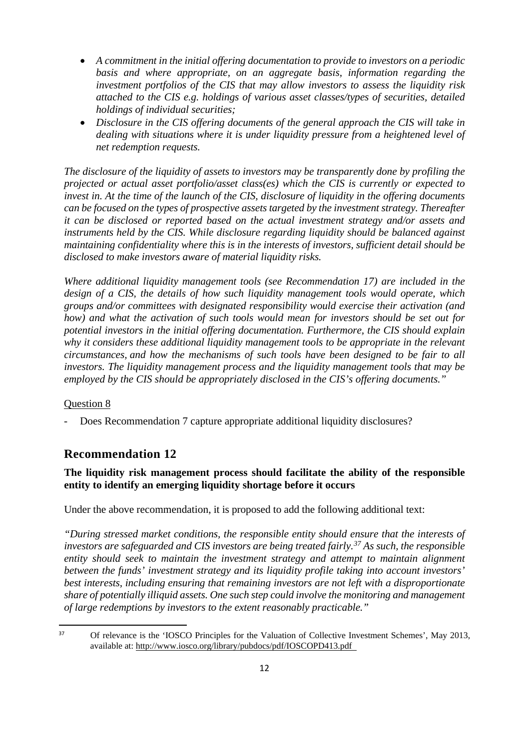- *A commitment in the initial offering documentation to provide to investors on a periodic basis and where appropriate, on an aggregate basis, information regarding the investment portfolios of the CIS that may allow investors to assess the liquidity risk attached to the CIS e.g. holdings of various asset classes/types of securities, detailed holdings of individual securities;*
- *Disclosure in the CIS offering documents of the general approach the CIS will take in dealing with situations where it is under liquidity pressure from a heightened level of net redemption requests.*

*The disclosure of the liquidity of assets to investors may be transparently done by profiling the projected or actual asset portfolio/asset class(es) which the CIS is currently or expected to invest in. At the time of the launch of the CIS, disclosure of liquidity in the offering documents can be focused on the types of prospective assets targeted by the investment strategy. Thereafter it can be disclosed or reported based on the actual investment strategy and/or assets and instruments held by the CIS. While disclosure regarding liquidity should be balanced against maintaining confidentiality where this is in the interests of investors, sufficient detail should be disclosed to make investors aware of material liquidity risks.*

*Where additional liquidity management tools (see Recommendation 17) are included in the design of a CIS, the details of how such liquidity management tools would operate, which groups and/or committees with designated responsibility would exercise their activation (and how) and what the activation of such tools would mean for investors should be set out for potential investors in the initial offering documentation. Furthermore, the CIS should explain why it considers these additional liquidity management tools to be appropriate in the relevant circumstances, and how the mechanisms of such tools have been designed to be fair to all investors. The liquidity management process and the liquidity management tools that may be employed by the CIS should be appropriately disclosed in the CIS's offering documents."*

Question 8

- Does Recommendation 7 capture appropriate additional liquidity disclosures?

## Recommendation 12

**The liquidity risk management process should facilitate the ability of the responsible entity to identify an emerging liquidity shortage before it occurs**

Under the above recommendation, it is proposed to add the following additional text:

*"During stressed market conditions, the responsible entity should ensure that the interests of investors are safeguarded and CIS investors are being treated fairly.[37] As such, the responsible entity should seek to maintain the investment strategy and attempt to maintain alignment between the funds' investment strategy and its liquidity profile taking into account investors' best interests, including ensuring that remaining investors are not left with a disproportionate share of potentially illiquid assets. One such step could involve the monitoring and management of large redemptions by investors to the extent reasonably practicable."*

[37] Of relevance is the 'IOSCO Principles for the Valuation of Collective Investment Schemes', May 2013, available at: http://www.iosco.org/library/pubdocs/pdf/IOSCOPD413.pdf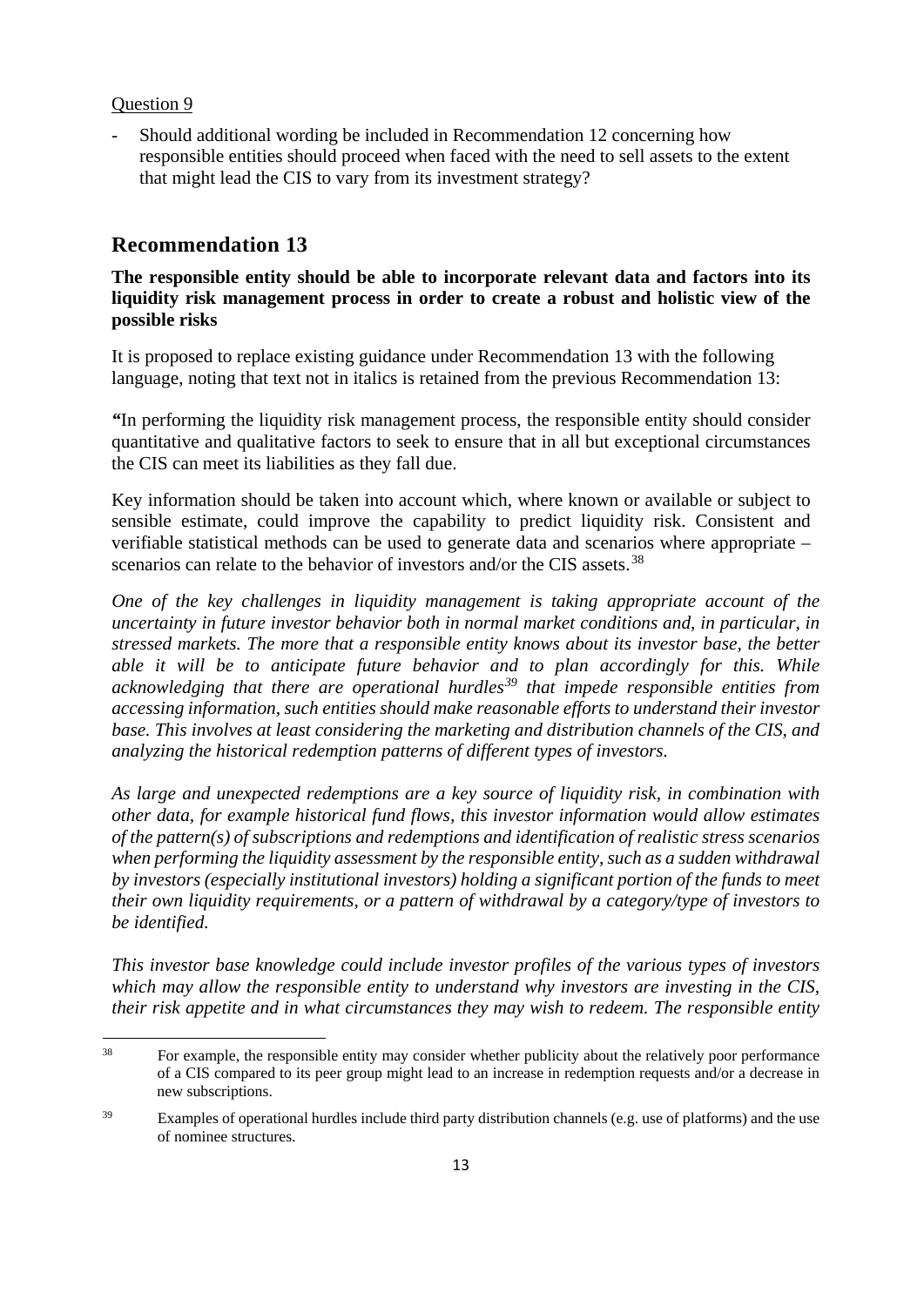Question 9

- Should additional wording be included in Recommendation 12 concerning how responsible entities should proceed when faced with the need to sell assets to the extent that might lead the CIS to vary from its investment strategy?

## Recommendation 13

**The responsible entity should be able to incorporate relevant data and factors into its liquidity risk management process in order to create a robust and holistic view of the possible risks**

It is proposed to replace existing guidance under Recommendation 13 with the following language, noting that text not in italics is retained from the previous Recommendation 13:

*"*In performing the liquidity risk management process, the responsible entity should consider quantitative and qualitative factors to seek to ensure that in all but exceptional circumstances the CIS can meet its liabilities as they fall due.

Key information should be taken into account which, where known or available or subject to sensible estimate, could improve the capability to predict liquidity risk. Consistent and verifiable statistical methods can be used to generate data and scenarios where appropriate – scenarios can relate to the behavior of investors and/or the CIS assets.[38]

*One of the key challenges in liquidity management is taking appropriate account of the uncertainty in future investor behavior both in normal market conditions and, in particular, in stressed markets. The more that a responsible entity knows about its investor base, the better able it will be to anticipate future behavior and to plan accordingly for this. While acknowledging that there are operational hurdles[39] that impede responsible entities from accessing information, such entities should make reasonable efforts to understand their investor base. This involves at least considering the marketing and distribution channels of the CIS, and analyzing the historical redemption patterns of different types of investors.*

*As large and unexpected redemptions are a key source of liquidity risk, in combination with other data, for example historical fund flows, this investor information would allow estimates of the pattern(s) of subscriptions and redemptions and identification of realistic stress scenarios when performing the liquidity assessment by the responsible entity, such as a sudden withdrawal by investors (especially institutional investors) holding a significant portion of the funds to meet their own liquidity requirements, or a pattern of withdrawal by a category/type of investors to be identified.*

*This investor base knowledge could include investor profiles of the various types of investors which may allow the responsible entity to understand why investors are investing in the CIS, their risk appetite and in what circumstances they may wish to redeem. The responsible entity*

---

[38] For example, the responsible entity may consider whether publicity about the relatively poor performance of a CIS compared to its peer group might lead to an increase in redemption requests and/or a decrease in new subscriptions.

[39] Examples of operational hurdles include third party distribution channels (e.g. use of platforms) and the use of nominee structures.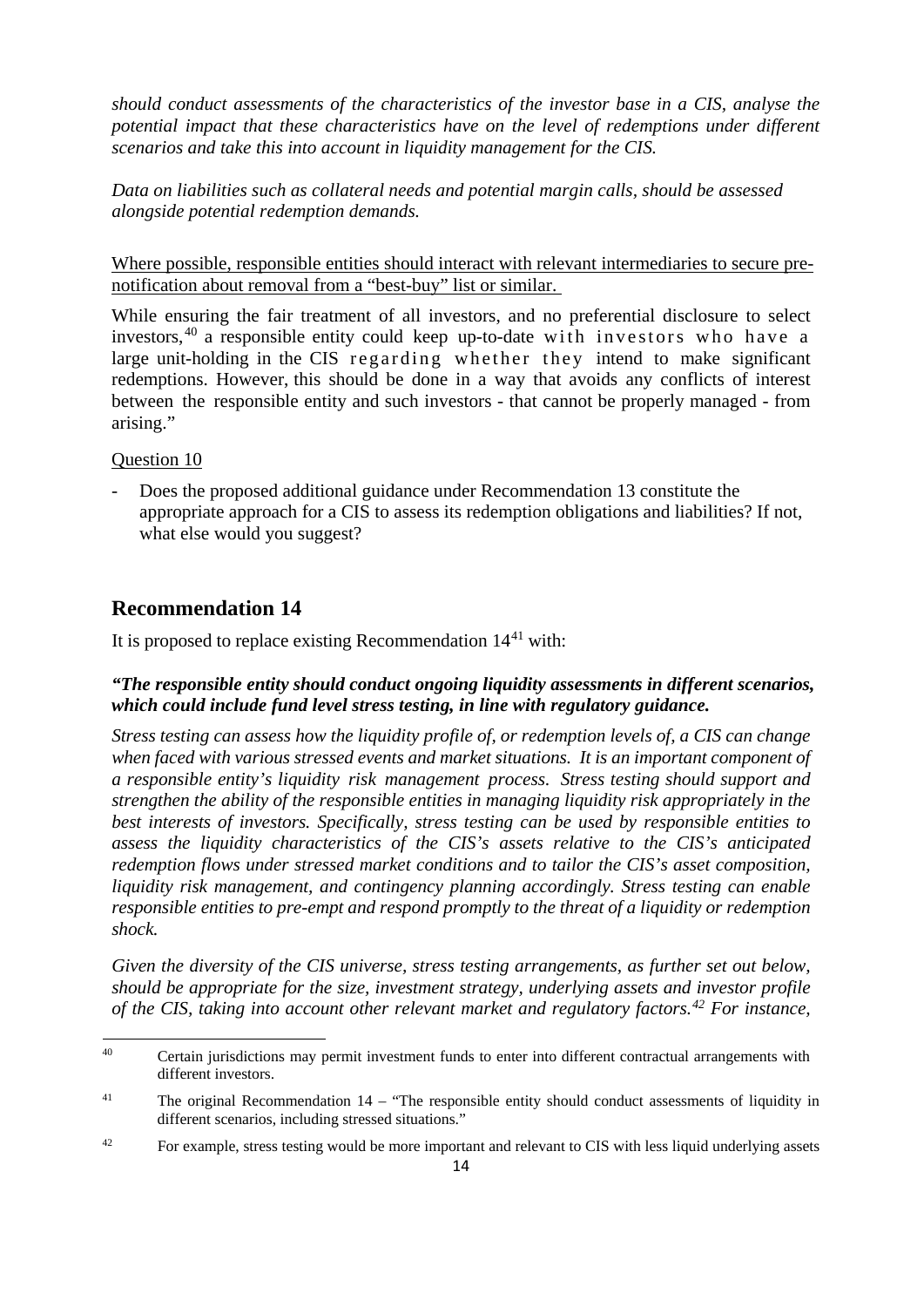*should conduct assessments of the characteristics of the investor base in a CIS, analyse the potential impact that these characteristics have on the level of redemptions under different scenarios and take this into account in liquidity management for the CIS.*

*Data on liabilities such as collateral needs and potential margin calls, should be assessed alongside potential redemption demands.*

Where possible, responsible entities should interact with relevant intermediaries to secure pre-notification about removal from a "best-buy" list or similar.

While ensuring the fair treatment of all investors, and no preferential disclosure to select investors,[40] a responsible entity could keep up-to-date with investors who have a large unit-holding in the CIS regarding whether they intend to make significant redemptions. However, this should be done in a way that avoids any conflicts of interest between the responsible entity and such investors - that cannot be properly managed - from arising."

Question 10

- Does the proposed additional guidance under Recommendation 13 constitute the appropriate approach for a CIS to assess its redemption obligations and liabilities? If not, what else would you suggest?

## Recommendation 14

It is proposed to replace existing Recommendation 14[41] with:

***"The responsible entity should conduct ongoing liquidity assessments in different scenarios, which could include fund level stress testing, in line with regulatory guidance.***

*Stress testing can assess how the liquidity profile of, or redemption levels of, a CIS can change when faced with various stressed events and market situations. It is an important component of a responsible entity's liquidity risk management process. Stress testing should support and strengthen the ability of the responsible entities in managing liquidity risk appropriately in the best interests of investors. Specifically, stress testing can be used by responsible entities to assess the liquidity characteristics of the CIS's assets relative to the CIS's anticipated redemption flows under stressed market conditions and to tailor the CIS's asset composition, liquidity risk management, and contingency planning accordingly. Stress testing can enable responsible entities to pre-empt and respond promptly to the threat of a liquidity or redemption shock.*

*Given the diversity of the CIS universe, stress testing arrangements, as further set out below, should be appropriate for the size, investment strategy, underlying assets and investor profile of the CIS, taking into account other relevant market and regulatory factors.[42] For instance,*

---

[40] Certain jurisdictions may permit investment funds to enter into different contractual arrangements with different investors.

[41] The original Recommendation 14 – "The responsible entity should conduct assessments of liquidity in different scenarios, including stressed situations."

[42] For example, stress testing would be more important and relevant to CIS with less liquid underlying assets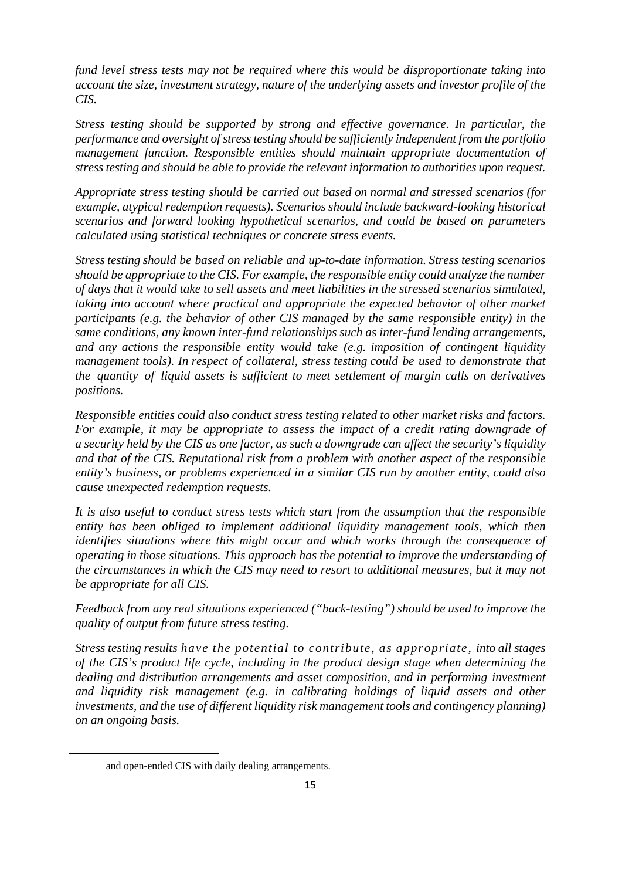*fund level stress tests may not be required where this would be disproportionate taking into account the size, investment strategy, nature of the underlying assets and investor profile of the CIS.*

*Stress testing should be supported by strong and effective governance. In particular, the performance and oversight of stress testing should be sufficiently independent from the portfolio management function. Responsible entities should maintain appropriate documentation of stress testing and should be able to provide the relevant information to authorities upon request.*

*Appropriate stress testing should be carried out based on normal and stressed scenarios (for example, atypical redemption requests). Scenarios should include backward-looking historical scenarios and forward looking hypothetical scenarios, and could be based on parameters calculated using statistical techniques or concrete stress events.*

*Stress testing should be based on reliable and up-to-date information. Stress testing scenarios should be appropriate to the CIS. For example, the responsible entity could analyze the number of days that it would take to sell assets and meet liabilities in the stressed scenarios simulated, taking into account where practical and appropriate the expected behavior of other market participants (e.g. the behavior of other CIS managed by the same responsible entity) in the same conditions, any known inter-fund relationships such as inter-fund lending arrangements, and any actions the responsible entity would take (e.g. imposition of contingent liquidity management tools). In respect of collateral, stress testing could be used to demonstrate that the quantity of liquid assets is sufficient to meet settlement of margin calls on derivatives positions.*

*Responsible entities could also conduct stress testing related to other market risks and factors. For example, it may be appropriate to assess the impact of a credit rating downgrade of a security held by the CIS as one factor, as such a downgrade can affect the security's liquidity and that of the CIS. Reputational risk from a problem with another aspect of the responsible entity's business, or problems experienced in a similar CIS run by another entity, could also cause unexpected redemption requests.*

*It is also useful to conduct stress tests which start from the assumption that the responsible entity has been obliged to implement additional liquidity management tools, which then identifies situations where this might occur and which works through the consequence of operating in those situations. This approach has the potential to improve the understanding of the circumstances in which the CIS may need to resort to additional measures, but it may not be appropriate for all CIS.*

*Feedback from any real situations experienced ("back-testing") should be used to improve the quality of output from future stress testing.*

*Stress testing results have the potential to contribute, as appropriate, into all stages of the CIS's product life cycle, including in the product design stage when determining the dealing and distribution arrangements and asset composition, and in performing investment and liquidity risk management (e.g. in calibrating holdings of liquid assets and other investments, and the use of different liquidity risk management tools and contingency planning) on an ongoing basis.*

---

and open-ended CIS with daily dealing arrangements.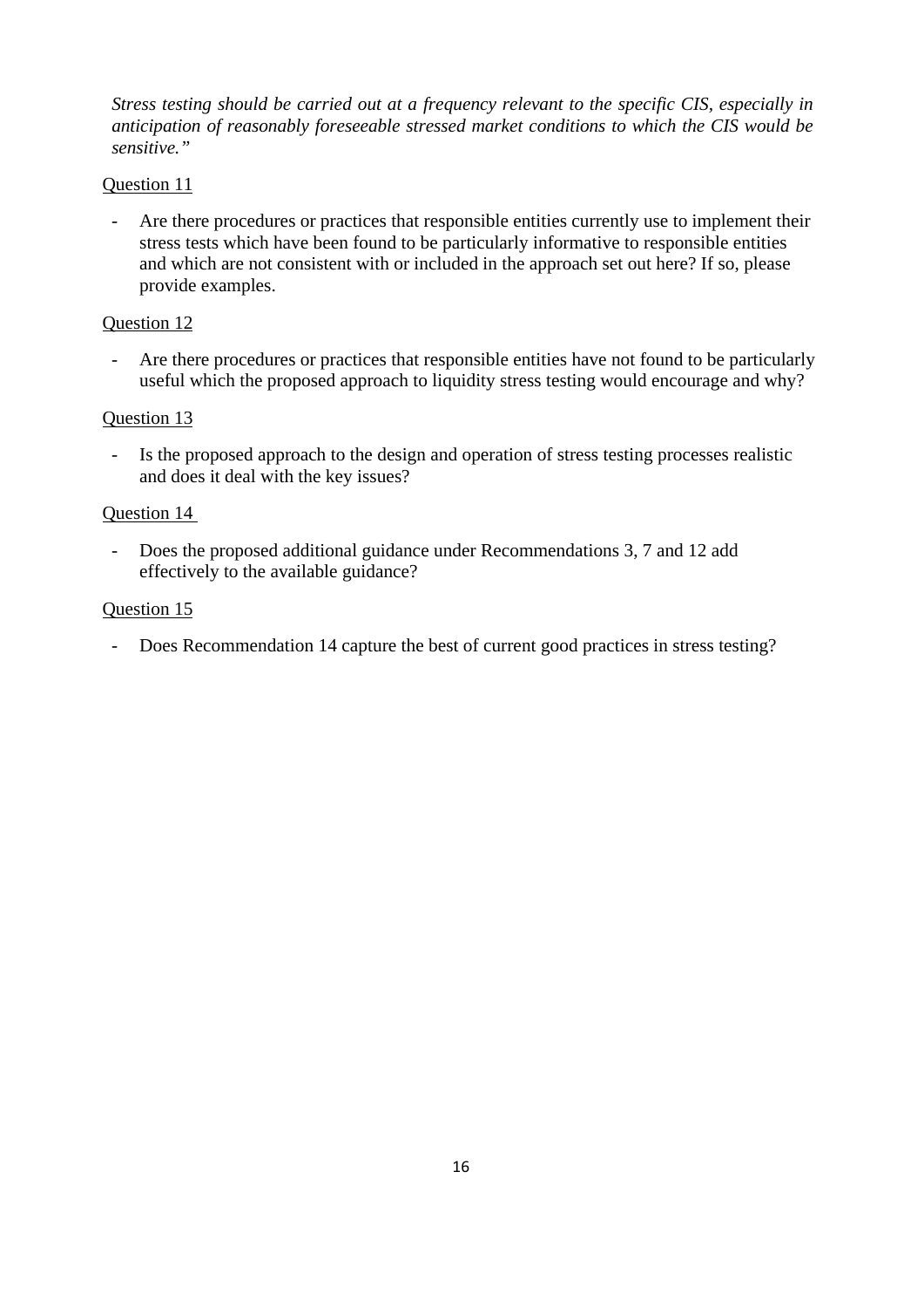*Stress testing should be carried out at a frequency relevant to the specific CIS, especially in anticipation of reasonably foreseeable stressed market conditions to which the CIS would be sensitive."*

Question 11

- Are there procedures or practices that responsible entities currently use to implement their stress tests which have been found to be particularly informative to responsible entities and which are not consistent with or included in the approach set out here? If so, please provide examples.

Question 12

- Are there procedures or practices that responsible entities have not found to be particularly useful which the proposed approach to liquidity stress testing would encourage and why?

Question 13

- Is the proposed approach to the design and operation of stress testing processes realistic and does it deal with the key issues?

Question 14

- Does the proposed additional guidance under Recommendations 3, 7 and 12 add effectively to the available guidance?

Question 15

- Does Recommendation 14 capture the best of current good practices in stress testing?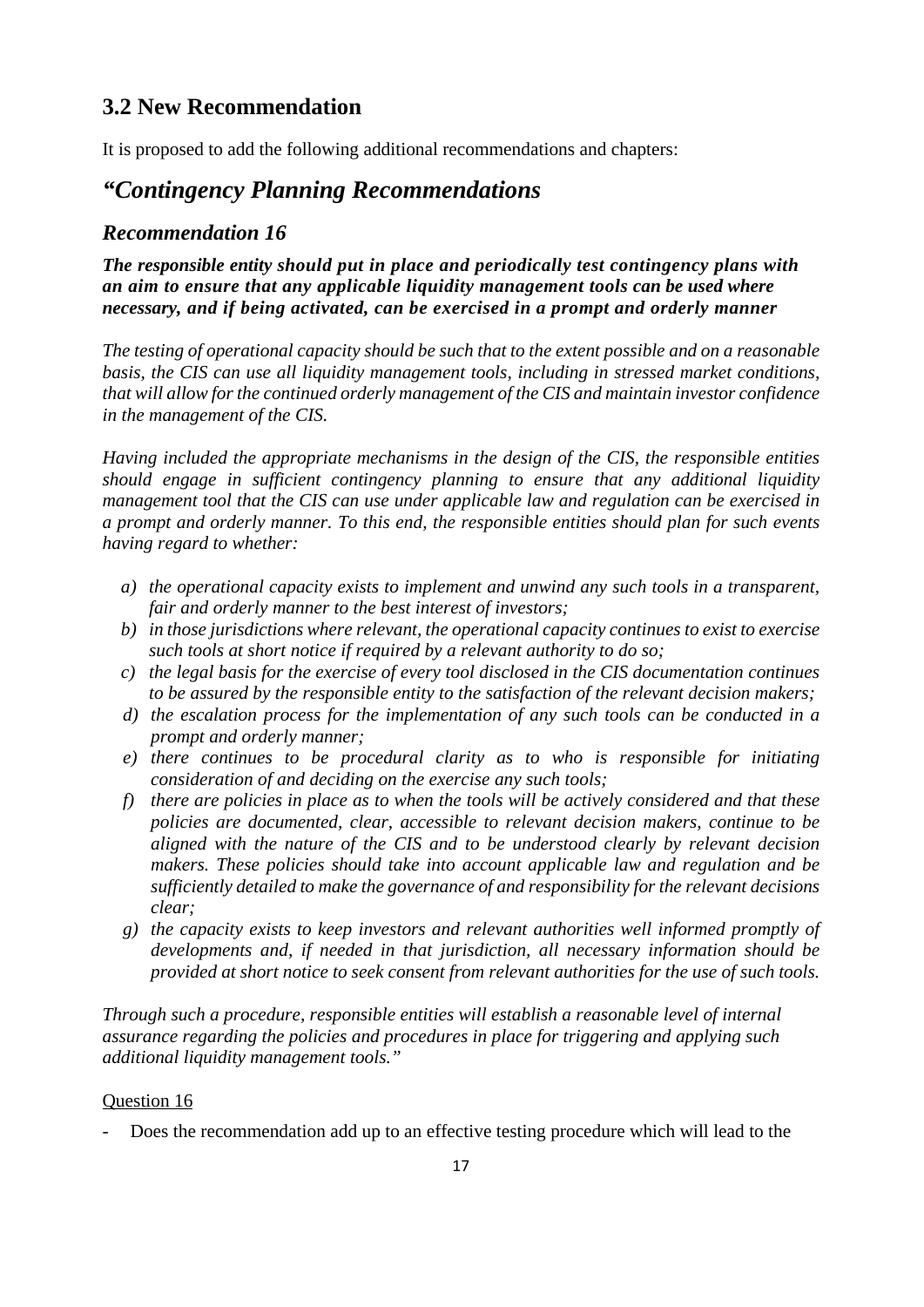## 3.2 New Recommendation

It is proposed to add the following additional recommendations and chapters:

## *"Contingency Planning Recommendations*

### *Recommendation 16*

***The responsible entity should put in place and periodically test contingency plans with an aim to ensure that any applicable liquidity management tools can be used where necessary, and if being activated, can be exercised in a prompt and orderly manner***

*The testing of operational capacity should be such that to the extent possible and on a reasonable basis, the CIS can use all liquidity management tools, including in stressed market conditions, that will allow for the continued orderly management of the CIS and maintain investor confidence in the management of the CIS.*

*Having included the appropriate mechanisms in the design of the CIS, the responsible entities should engage in sufficient contingency planning to ensure that any additional liquidity management tool that the CIS can use under applicable law and regulation can be exercised in a prompt and orderly manner. To this end, the responsible entities should plan for such events having regard to whether:*

- *a) the operational capacity exists to implement and unwind any such tools in a transparent, fair and orderly manner to the best interest of investors;*
- *b) in those jurisdictions where relevant, the operational capacity continues to exist to exercise such tools at short notice if required by a relevant authority to do so;*
- *c) the legal basis for the exercise of every tool disclosed in the CIS documentation continues to be assured by the responsible entity to the satisfaction of the relevant decision makers;*
- *d) the escalation process for the implementation of any such tools can be conducted in a prompt and orderly manner;*
- *e) there continues to be procedural clarity as to who is responsible for initiating consideration of and deciding on the exercise any such tools;*
- *f) there are policies in place as to when the tools will be actively considered and that these policies are documented, clear, accessible to relevant decision makers, continue to be aligned with the nature of the CIS and to be understood clearly by relevant decision makers. These policies should take into account applicable law and regulation and be sufficiently detailed to make the governance of and responsibility for the relevant decisions clear;*
- *g) the capacity exists to keep investors and relevant authorities well informed promptly of developments and, if needed in that jurisdiction, all necessary information should be provided at short notice to seek consent from relevant authorities for the use of such tools.*

*Through such a procedure, responsible entities will establish a reasonable level of internal assurance regarding the policies and procedures in place for triggering and applying such additional liquidity management tools."*

Question 16

- Does the recommendation add up to an effective testing procedure which will lead to the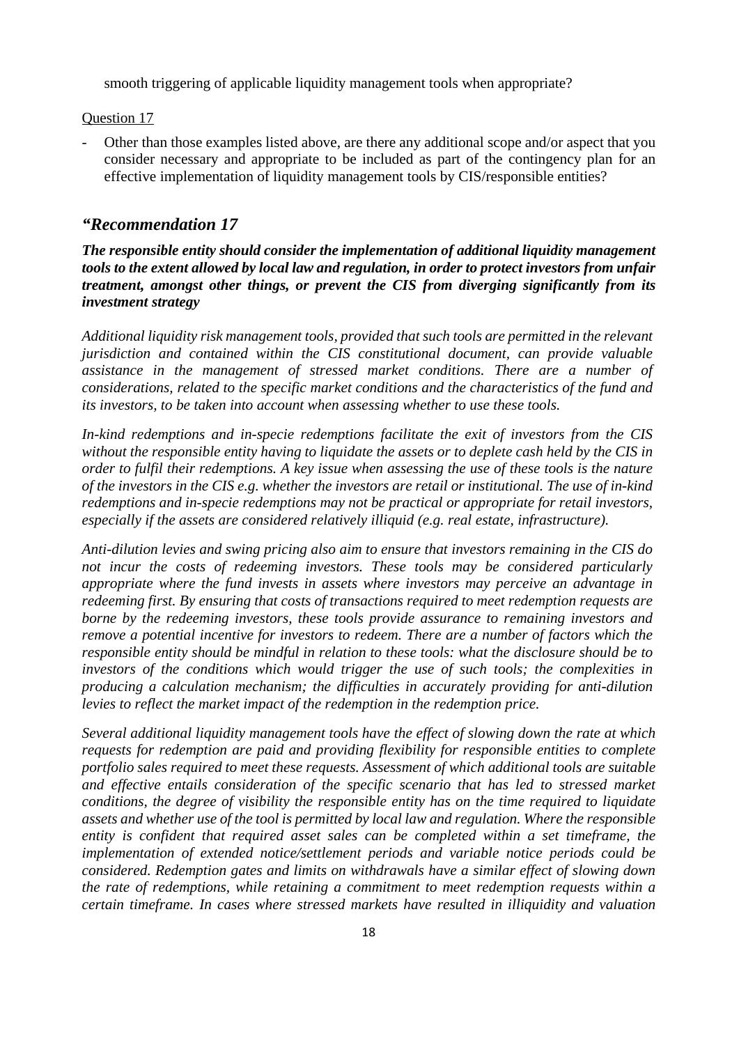smooth triggering of applicable liquidity management tools when appropriate?

Question 17

- Other than those examples listed above, are there any additional scope and/or aspect that you consider necessary and appropriate to be included as part of the contingency plan for an effective implementation of liquidity management tools by CIS/responsible entities?

## *"Recommendation 17*

***The responsible entity should consider the implementation of additional liquidity management tools to the extent allowed by local law and regulation, in order to protect investors from unfair treatment, amongst other things, or prevent the CIS from diverging significantly from its investment strategy***

*Additional liquidity risk management tools, provided that such tools are permitted in the relevant jurisdiction and contained within the CIS constitutional document, can provide valuable assistance in the management of stressed market conditions. There are a number of considerations, related to the specific market conditions and the characteristics of the fund and its investors, to be taken into account when assessing whether to use these tools.*

*In-kind redemptions and in-specie redemptions facilitate the exit of investors from the CIS without the responsible entity having to liquidate the assets or to deplete cash held by the CIS in order to fulfil their redemptions. A key issue when assessing the use of these tools is the nature of the investors in the CIS e.g. whether the investors are retail or institutional. The use of in-kind redemptions and in-specie redemptions may not be practical or appropriate for retail investors, especially if the assets are considered relatively illiquid (e.g. real estate, infrastructure).*

*Anti-dilution levies and swing pricing also aim to ensure that investors remaining in the CIS do not incur the costs of redeeming investors. These tools may be considered particularly appropriate where the fund invests in assets where investors may perceive an advantage in redeeming first. By ensuring that costs of transactions required to meet redemption requests are borne by the redeeming investors, these tools provide assurance to remaining investors and remove a potential incentive for investors to redeem. There are a number of factors which the responsible entity should be mindful in relation to these tools: what the disclosure should be to investors of the conditions which would trigger the use of such tools; the complexities in producing a calculation mechanism; the difficulties in accurately providing for anti-dilution levies to reflect the market impact of the redemption in the redemption price.*

*Several additional liquidity management tools have the effect of slowing down the rate at which requests for redemption are paid and providing flexibility for responsible entities to complete portfolio sales required to meet these requests. Assessment of which additional tools are suitable and effective entails consideration of the specific scenario that has led to stressed market conditions, the degree of visibility the responsible entity has on the time required to liquidate assets and whether use of the tool is permitted by local law and regulation. Where the responsible entity is confident that required asset sales can be completed within a set timeframe, the implementation of extended notice/settlement periods and variable notice periods could be considered. Redemption gates and limits on withdrawals have a similar effect of slowing down the rate of redemptions, while retaining a commitment to meet redemption requests within a certain timeframe. In cases where stressed markets have resulted in illiquidity and valuation*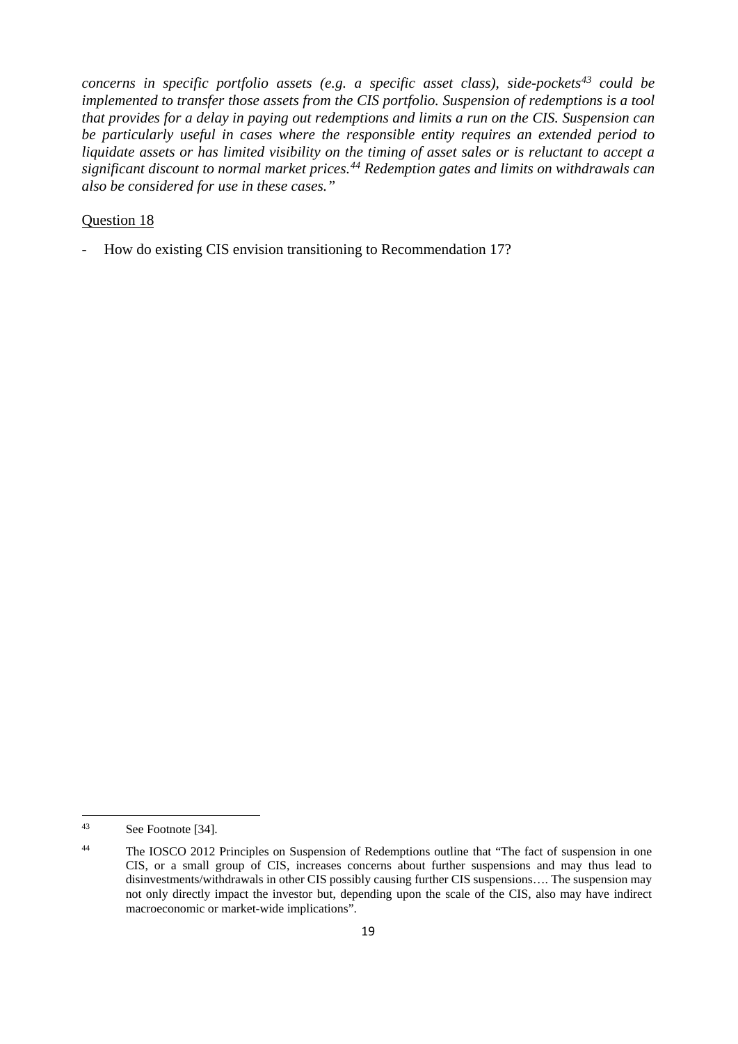*concerns in specific portfolio assets (e.g. a specific asset class), side-pockets[43] could be implemented to transfer those assets from the CIS portfolio. Suspension of redemptions is a tool that provides for a delay in paying out redemptions and limits a run on the CIS. Suspension can be particularly useful in cases where the responsible entity requires an extended period to liquidate assets or has limited visibility on the timing of asset sales or is reluctant to accept a significant discount to normal market prices.[44] Redemption gates and limits on withdrawals can also be considered for use in these cases."*

<u>Question 18</u>

- How do existing CIS envision transitioning to Recommendation 17?

---

[43] See Footnote [34].

[44] The IOSCO 2012 Principles on Suspension of Redemptions outline that "The fact of suspension in one CIS, or a small group of CIS, increases concerns about further suspensions and may thus lead to disinvestments/withdrawals in other CIS possibly causing further CIS suspensions…. The suspension may not only directly impact the investor but, depending upon the scale of the CIS, also may have indirect macroeconomic or market-wide implications".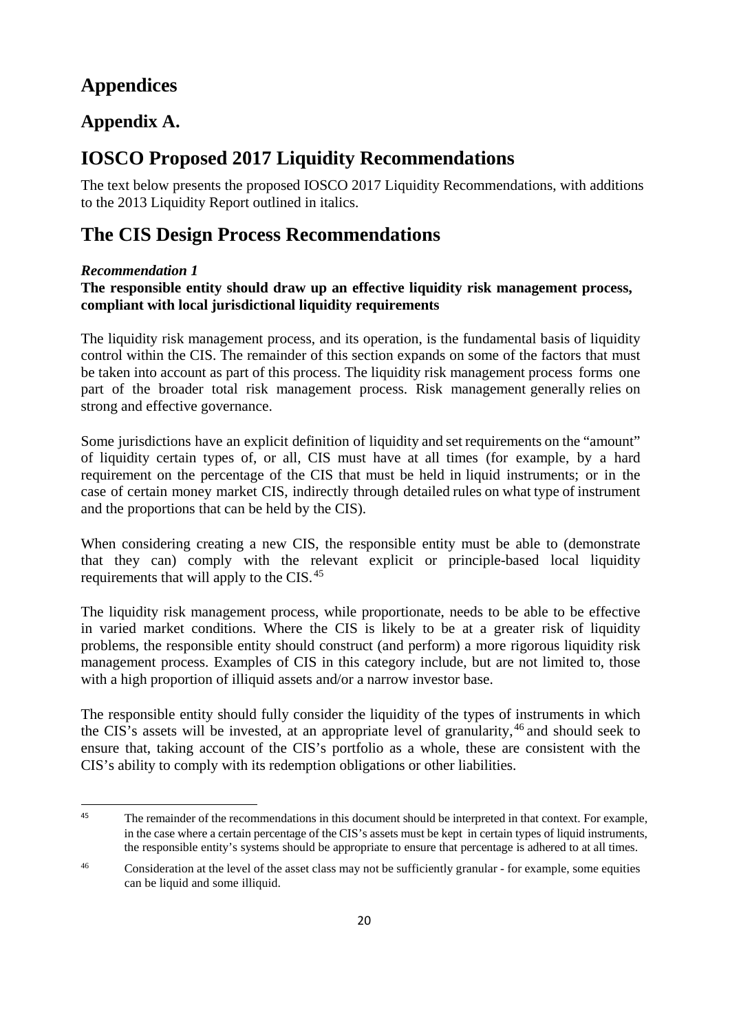# Appendices

## Appendix A.

## IOSCO Proposed 2017 Liquidity Recommendations

The text below presents the proposed IOSCO 2017 Liquidity Recommendations, with additions to the 2013 Liquidity Report outlined in italics.

## The CIS Design Process Recommendations

***Recommendation 1***

**The responsible entity should draw up an effective liquidity risk management process, compliant with local jurisdictional liquidity requirements**

The liquidity risk management process, and its operation, is the fundamental basis of liquidity control within the CIS. The remainder of this section expands on some of the factors that must be taken into account as part of this process. The liquidity risk management process forms one part of the broader total risk management process. Risk management generally relies on strong and effective governance.

Some jurisdictions have an explicit definition of liquidity and set requirements on the "amount" of liquidity certain types of, or all, CIS must have at all times (for example, by a hard requirement on the percentage of the CIS that must be held in liquid instruments; or in the case of certain money market CIS, indirectly through detailed rules on what type of instrument and the proportions that can be held by the CIS).

When considering creating a new CIS, the responsible entity must be able to (demonstrate that they can) comply with the relevant explicit or principle-based local liquidity requirements that will apply to the CIS.[45]

The liquidity risk management process, while proportionate, needs to be able to be effective in varied market conditions. Where the CIS is likely to be at a greater risk of liquidity problems, the responsible entity should construct (and perform) a more rigorous liquidity risk management process. Examples of CIS in this category include, but are not limited to, those with a high proportion of illiquid assets and/or a narrow investor base.

The responsible entity should fully consider the liquidity of the types of instruments in which the CIS's assets will be invested, at an appropriate level of granularity,[46] and should seek to ensure that, taking account of the CIS's portfolio as a whole, these are consistent with the CIS's ability to comply with its redemption obligations or other liabilities.

---

[45] The remainder of the recommendations in this document should be interpreted in that context. For example, in the case where a certain percentage of the CIS's assets must be kept in certain types of liquid instruments, the responsible entity's systems should be appropriate to ensure that percentage is adhered to at all times.

[46] Consideration at the level of the asset class may not be sufficiently granular - for example, some equities can be liquid and some illiquid.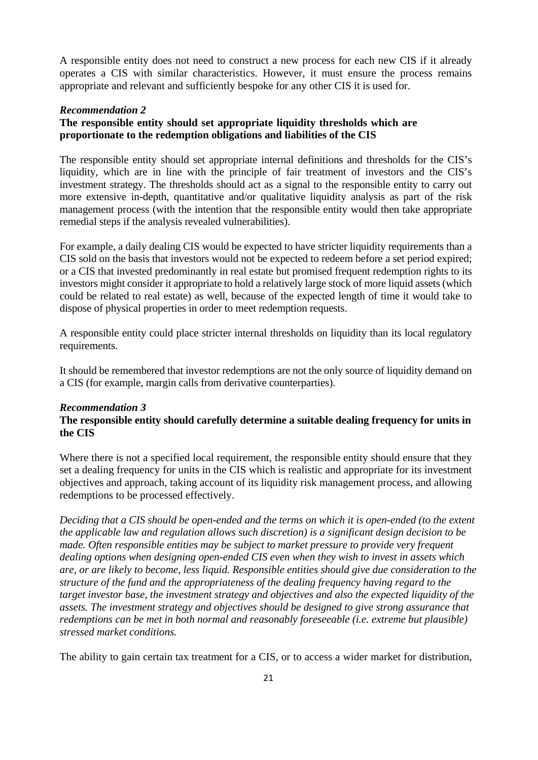A responsible entity does not need to construct a new process for each new CIS if it already operates a CIS with similar characteristics. However, it must ensure the process remains appropriate and relevant and sufficiently bespoke for any other CIS it is used for.

***Recommendation 2***

**The responsible entity should set appropriate liquidity thresholds which are proportionate to the redemption obligations and liabilities of the CIS**

The responsible entity should set appropriate internal definitions and thresholds for the CIS's liquidity, which are in line with the principle of fair treatment of investors and the CIS's investment strategy. The thresholds should act as a signal to the responsible entity to carry out more extensive in-depth, quantitative and/or qualitative liquidity analysis as part of the risk management process (with the intention that the responsible entity would then take appropriate remedial steps if the analysis revealed vulnerabilities).

For example, a daily dealing CIS would be expected to have stricter liquidity requirements than a CIS sold on the basis that investors would not be expected to redeem before a set period expired; or a CIS that invested predominantly in real estate but promised frequent redemption rights to its investors might consider it appropriate to hold a relatively large stock of more liquid assets (which could be related to real estate) as well, because of the expected length of time it would take to dispose of physical properties in order to meet redemption requests.

A responsible entity could place stricter internal thresholds on liquidity than its local regulatory requirements.

It should be remembered that investor redemptions are not the only source of liquidity demand on a CIS (for example, margin calls from derivative counterparties).

***Recommendation 3***

**The responsible entity should carefully determine a suitable dealing frequency for units in the CIS**

Where there is not a specified local requirement, the responsible entity should ensure that they set a dealing frequency for units in the CIS which is realistic and appropriate for its investment objectives and approach, taking account of its liquidity risk management process, and allowing redemptions to be processed effectively.

*Deciding that a CIS should be open-ended and the terms on which it is open-ended (to the extent the applicable law and regulation allows such discretion) is a significant design decision to be made. Often responsible entities may be subject to market pressure to provide very frequent dealing options when designing open-ended CIS even when they wish to invest in assets which are, or are likely to become, less liquid. Responsible entities should give due consideration to the structure of the fund and the appropriateness of the dealing frequency having regard to the target investor base, the investment strategy and objectives and also the expected liquidity of the assets. The investment strategy and objectives should be designed to give strong assurance that redemptions can be met in both normal and reasonably foreseeable (i.e. extreme but plausible) stressed market conditions.*

The ability to gain certain tax treatment for a CIS, or to access a wider market for distribution,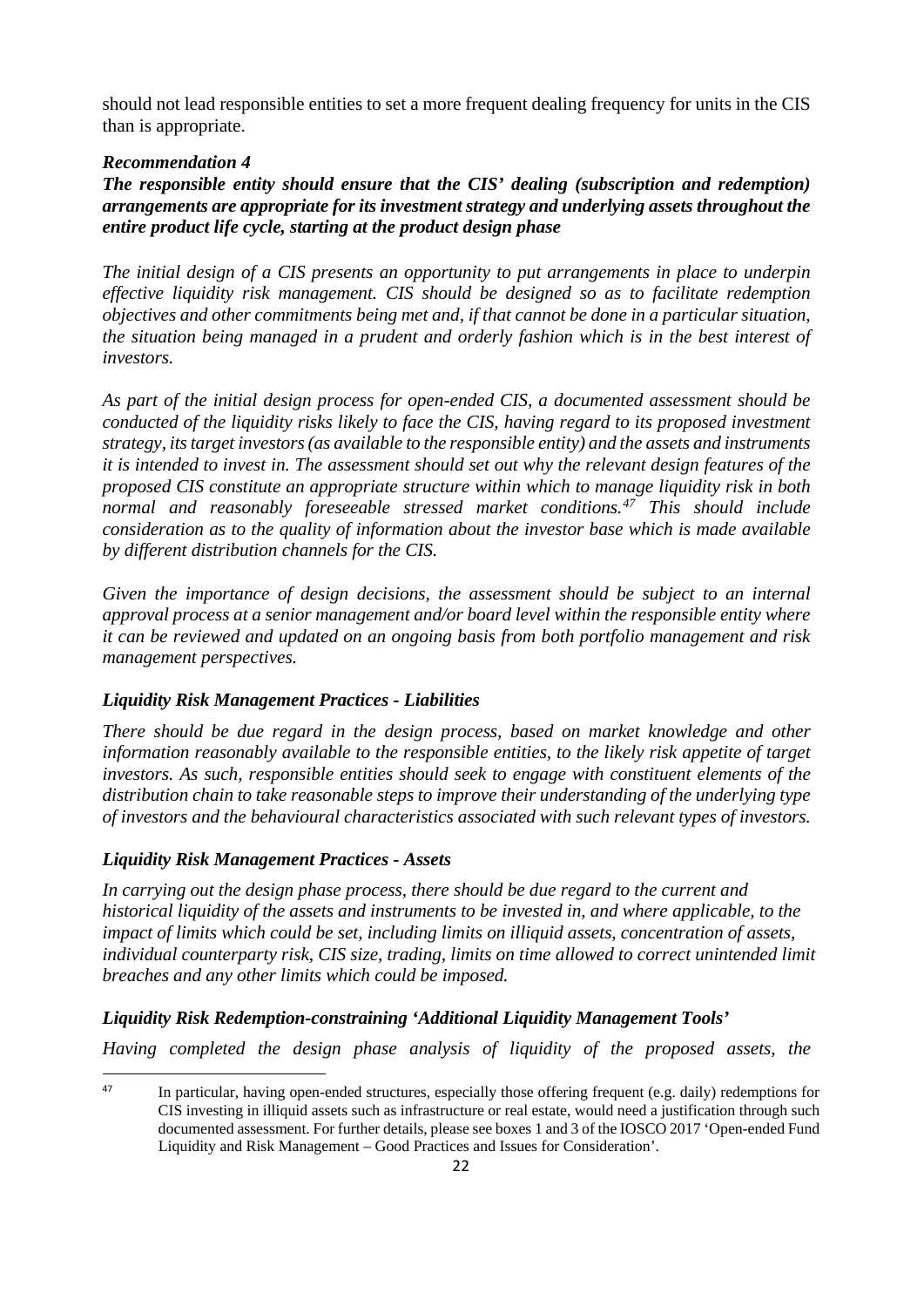should not lead responsible entities to set a more frequent dealing frequency for units in the CIS than is appropriate.

***Recommendation 4***

***The responsible entity should ensure that the CIS' dealing (subscription and redemption) arrangements are appropriate for its investment strategy and underlying assets throughout the entire product life cycle, starting at the product design phase***

*The initial design of a CIS presents an opportunity to put arrangements in place to underpin effective liquidity risk management. CIS should be designed so as to facilitate redemption objectives and other commitments being met and, if that cannot be done in a particular situation, the situation being managed in a prudent and orderly fashion which is in the best interest of investors.*

*As part of the initial design process for open-ended CIS, a documented assessment should be conducted of the liquidity risks likely to face the CIS, having regard to its proposed investment strategy, its target investors (as available to the responsible entity) and the assets and instruments it is intended to invest in. The assessment should set out why the relevant design features of the proposed CIS constitute an appropriate structure within which to manage liquidity risk in both normal and reasonably foreseeable stressed market conditions.[47] This should include consideration as to the quality of information about the investor base which is made available by different distribution channels for the CIS.*

*Given the importance of design decisions, the assessment should be subject to an internal approval process at a senior management and/or board level within the responsible entity where it can be reviewed and updated on an ongoing basis from both portfolio management and risk management perspectives.*

***Liquidity Risk Management Practices - Liabilities***

*There should be due regard in the design process, based on market knowledge and other information reasonably available to the responsible entities, to the likely risk appetite of target investors. As such, responsible entities should seek to engage with constituent elements of the distribution chain to take reasonable steps to improve their understanding of the underlying type of investors and the behavioural characteristics associated with such relevant types of investors.*

***Liquidity Risk Management Practices - Assets***

*In carrying out the design phase process, there should be due regard to the current and historical liquidity of the assets and instruments to be invested in, and where applicable, to the impact of limits which could be set, including limits on illiquid assets, concentration of assets, individual counterparty risk, CIS size, trading, limits on time allowed to correct unintended limit breaches and any other limits which could be imposed.*

***Liquidity Risk Redemption-constraining 'Additional Liquidity Management Tools'***

*Having completed the design phase analysis of liquidity of the proposed assets, the*

---

[47] In particular, having open-ended structures, especially those offering frequent (e.g. daily) redemptions for CIS investing in illiquid assets such as infrastructure or real estate, would need a justification through such documented assessment. For further details, please see boxes 1 and 3 of the IOSCO 2017 'Open-ended Fund Liquidity and Risk Management – Good Practices and Issues for Consideration'.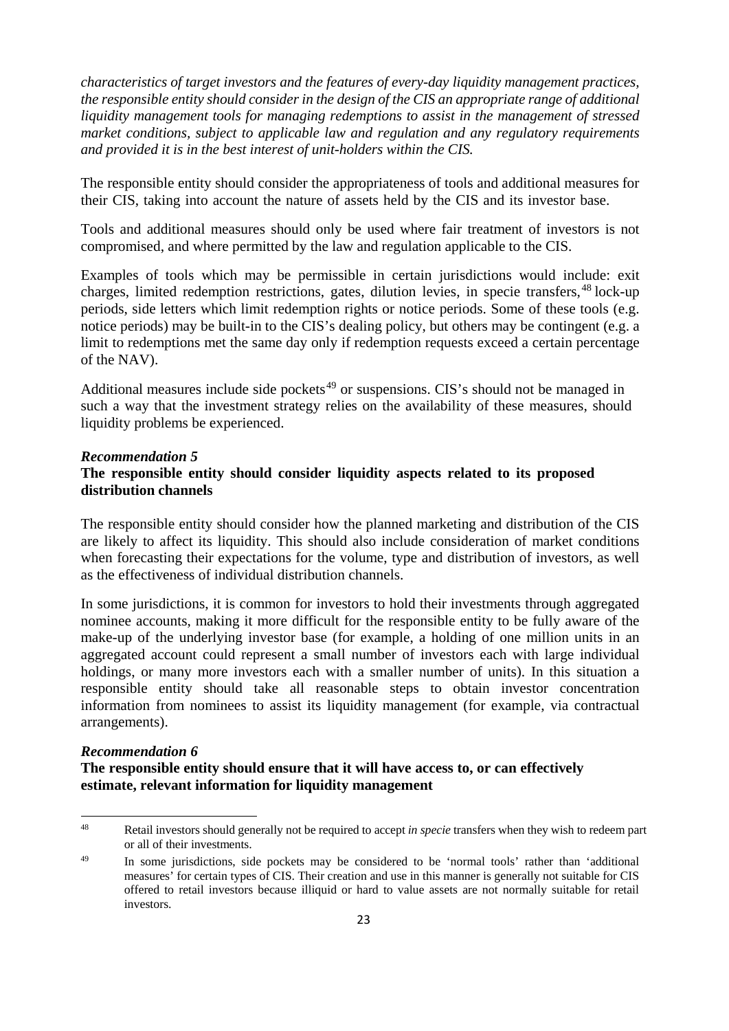*characteristics of target investors and the features of every-day liquidity management practices, the responsible entity should consider in the design of the CIS an appropriate range of additional liquidity management tools for managing redemptions to assist in the management of stressed market conditions, subject to applicable law and regulation and any regulatory requirements and provided it is in the best interest of unit-holders within the CIS.*

The responsible entity should consider the appropriateness of tools and additional measures for their CIS, taking into account the nature of assets held by the CIS and its investor base.

Tools and additional measures should only be used where fair treatment of investors is not compromised, and where permitted by the law and regulation applicable to the CIS.

Examples of tools which may be permissible in certain jurisdictions would include: exit charges, limited redemption restrictions, gates, dilution levies, in specie transfers,[48] lock-up periods, side letters which limit redemption rights or notice periods. Some of these tools (e.g. notice periods) may be built-in to the CIS's dealing policy, but others may be contingent (e.g. a limit to redemptions met the same day only if redemption requests exceed a certain percentage of the NAV).

Additional measures include side pockets[49] or suspensions. CIS's should not be managed in such a way that the investment strategy relies on the availability of these measures, should liquidity problems be experienced.

***Recommendation 5***

**The responsible entity should consider liquidity aspects related to its proposed distribution channels**

The responsible entity should consider how the planned marketing and distribution of the CIS are likely to affect its liquidity. This should also include consideration of market conditions when forecasting their expectations for the volume, type and distribution of investors, as well as the effectiveness of individual distribution channels.

In some jurisdictions, it is common for investors to hold their investments through aggregated nominee accounts, making it more difficult for the responsible entity to be fully aware of the make-up of the underlying investor base (for example, a holding of one million units in an aggregated account could represent a small number of investors each with large individual holdings, or many more investors each with a smaller number of units). In this situation a responsible entity should take all reasonable steps to obtain investor concentration information from nominees to assist its liquidity management (for example, via contractual arrangements).

***Recommendation 6***

**The responsible entity should ensure that it will have access to, or can effectively estimate, relevant information for liquidity management**

---

[48] Retail investors should generally not be required to accept *in specie* transfers when they wish to redeem part or all of their investments.

[49] In some jurisdictions, side pockets may be considered to be 'normal tools' rather than 'additional measures' for certain types of CIS. Their creation and use in this manner is generally not suitable for CIS offered to retail investors because illiquid or hard to value assets are not normally suitable for retail investors.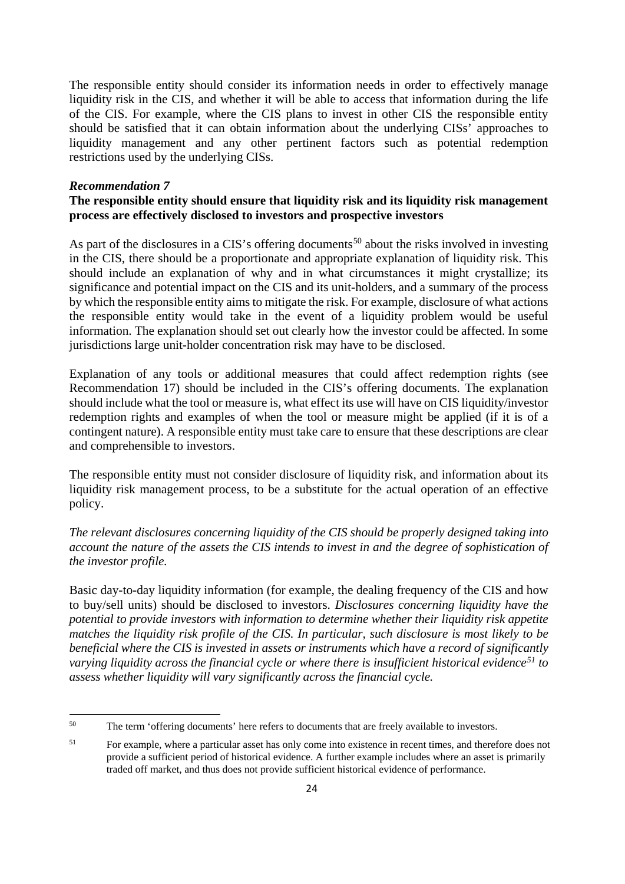The responsible entity should consider its information needs in order to effectively manage liquidity risk in the CIS, and whether it will be able to access that information during the life of the CIS. For example, where the CIS plans to invest in other CIS the responsible entity should be satisfied that it can obtain information about the underlying CISs' approaches to liquidity management and any other pertinent factors such as potential redemption restrictions used by the underlying CISs.

***Recommendation 7***

**The responsible entity should ensure that liquidity risk and its liquidity risk management process are effectively disclosed to investors and prospective investors**

As part of the disclosures in a CIS's offering documents[50] about the risks involved in investing in the CIS, there should be a proportionate and appropriate explanation of liquidity risk. This should include an explanation of why and in what circumstances it might crystallize; its significance and potential impact on the CIS and its unit-holders, and a summary of the process by which the responsible entity aims to mitigate the risk. For example, disclosure of what actions the responsible entity would take in the event of a liquidity problem would be useful information. The explanation should set out clearly how the investor could be affected. In some jurisdictions large unit-holder concentration risk may have to be disclosed.

Explanation of any tools or additional measures that could affect redemption rights (see Recommendation 17) should be included in the CIS's offering documents. The explanation should include what the tool or measure is, what effect its use will have on CIS liquidity/investor redemption rights and examples of when the tool or measure might be applied (if it is of a contingent nature). A responsible entity must take care to ensure that these descriptions are clear and comprehensible to investors.

The responsible entity must not consider disclosure of liquidity risk, and information about its liquidity risk management process, to be a substitute for the actual operation of an effective policy.

*The relevant disclosures concerning liquidity of the CIS should be properly designed taking into account the nature of the assets the CIS intends to invest in and the degree of sophistication of the investor profile.*

Basic day-to-day liquidity information (for example, the dealing frequency of the CIS and how to buy/sell units) should be disclosed to investors. *Disclosures concerning liquidity have the potential to provide investors with information to determine whether their liquidity risk appetite matches the liquidity risk profile of the CIS. In particular, such disclosure is most likely to be beneficial where the CIS is invested in assets or instruments which have a record of significantly varying liquidity across the financial cycle or where there is insufficient historical evidence[51] to assess whether liquidity will vary significantly across the financial cycle.*

---

[50] The term 'offering documents' here refers to documents that are freely available to investors.

[51] For example, where a particular asset has only come into existence in recent times, and therefore does not provide a sufficient period of historical evidence. A further example includes where an asset is primarily traded off market, and thus does not provide sufficient historical evidence of performance.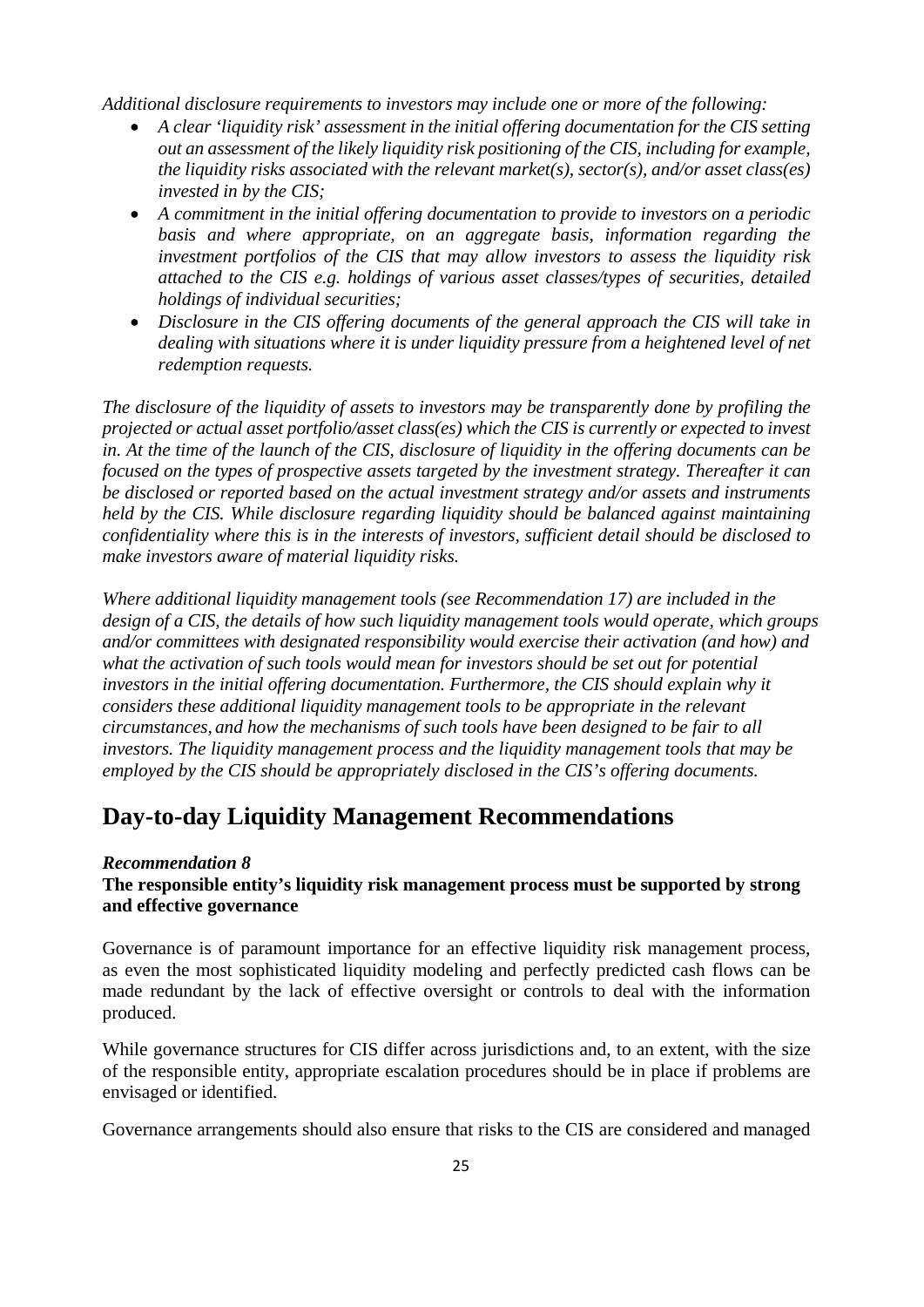*Additional disclosure requirements to investors may include one or more of the following:*

- *A clear 'liquidity risk' assessment in the initial offering documentation for the CIS setting out an assessment of the likely liquidity risk positioning of the CIS, including for example, the liquidity risks associated with the relevant market(s), sector(s), and/or asset class(es) invested in by the CIS;*
- *A commitment in the initial offering documentation to provide to investors on a periodic basis and where appropriate, on an aggregate basis, information regarding the investment portfolios of the CIS that may allow investors to assess the liquidity risk attached to the CIS e.g. holdings of various asset classes/types of securities, detailed holdings of individual securities;*
- *Disclosure in the CIS offering documents of the general approach the CIS will take in dealing with situations where it is under liquidity pressure from a heightened level of net redemption requests.*

*The disclosure of the liquidity of assets to investors may be transparently done by profiling the projected or actual asset portfolio/asset class(es) which the CIS is currently or expected to invest in. At the time of the launch of the CIS, disclosure of liquidity in the offering documents can be focused on the types of prospective assets targeted by the investment strategy. Thereafter it can be disclosed or reported based on the actual investment strategy and/or assets and instruments held by the CIS. While disclosure regarding liquidity should be balanced against maintaining confidentiality where this is in the interests of investors, sufficient detail should be disclosed to make investors aware of material liquidity risks.*

*Where additional liquidity management tools (see Recommendation 17) are included in the design of a CIS, the details of how such liquidity management tools would operate, which groups and/or committees with designated responsibility would exercise their activation (and how) and what the activation of such tools would mean for investors should be set out for potential investors in the initial offering documentation. Furthermore, the CIS should explain why it considers these additional liquidity management tools to be appropriate in the relevant circumstances, and how the mechanisms of such tools have been designed to be fair to all investors. The liquidity management process and the liquidity management tools that may be employed by the CIS should be appropriately disclosed in the CIS's offering documents.*

## Day-to-day Liquidity Management Recommendations

***Recommendation 8***

**The responsible entity's liquidity risk management process must be supported by strong and effective governance**

Governance is of paramount importance for an effective liquidity risk management process, as even the most sophisticated liquidity modeling and perfectly predicted cash flows can be made redundant by the lack of effective oversight or controls to deal with the information produced.

While governance structures for CIS differ across jurisdictions and, to an extent, with the size of the responsible entity, appropriate escalation procedures should be in place if problems are envisaged or identified.

Governance arrangements should also ensure that risks to the CIS are considered and managed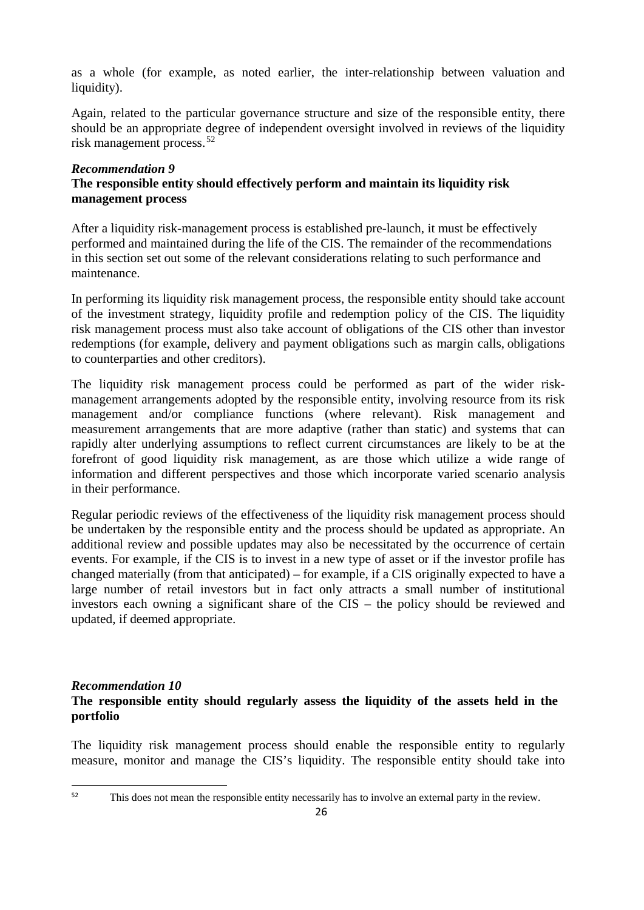as a whole (for example, as noted earlier, the inter-relationship between valuation and liquidity).

Again, related to the particular governance structure and size of the responsible entity, there should be an appropriate degree of independent oversight involved in reviews of the liquidity risk management process.[52]

***Recommendation 9***

**The responsible entity should effectively perform and maintain its liquidity risk management process**

After a liquidity risk-management process is established pre-launch, it must be effectively performed and maintained during the life of the CIS. The remainder of the recommendations in this section set out some of the relevant considerations relating to such performance and maintenance.

In performing its liquidity risk management process, the responsible entity should take account of the investment strategy, liquidity profile and redemption policy of the CIS. The liquidity risk management process must also take account of obligations of the CIS other than investor redemptions (for example, delivery and payment obligations such as margin calls, obligations to counterparties and other creditors).

The liquidity risk management process could be performed as part of the wider risk-management arrangements adopted by the responsible entity, involving resource from its risk management and/or compliance functions (where relevant). Risk management and measurement arrangements that are more adaptive (rather than static) and systems that can rapidly alter underlying assumptions to reflect current circumstances are likely to be at the forefront of good liquidity risk management, as are those which utilize a wide range of information and different perspectives and those which incorporate varied scenario analysis in their performance.

Regular periodic reviews of the effectiveness of the liquidity risk management process should be undertaken by the responsible entity and the process should be updated as appropriate. An additional review and possible updates may also be necessitated by the occurrence of certain events. For example, if the CIS is to invest in a new type of asset or if the investor profile has changed materially (from that anticipated) – for example, if a CIS originally expected to have a large number of retail investors but in fact only attracts a small number of institutional investors each owning a significant share of the CIS – the policy should be reviewed and updated, if deemed appropriate.

***Recommendation 10***

**The responsible entity should regularly assess the liquidity of the assets held in the portfolio**

The liquidity risk management process should enable the responsible entity to regularly measure, monitor and manage the CIS's liquidity. The responsible entity should take into

[52] This does not mean the responsible entity necessarily has to involve an external party in the review.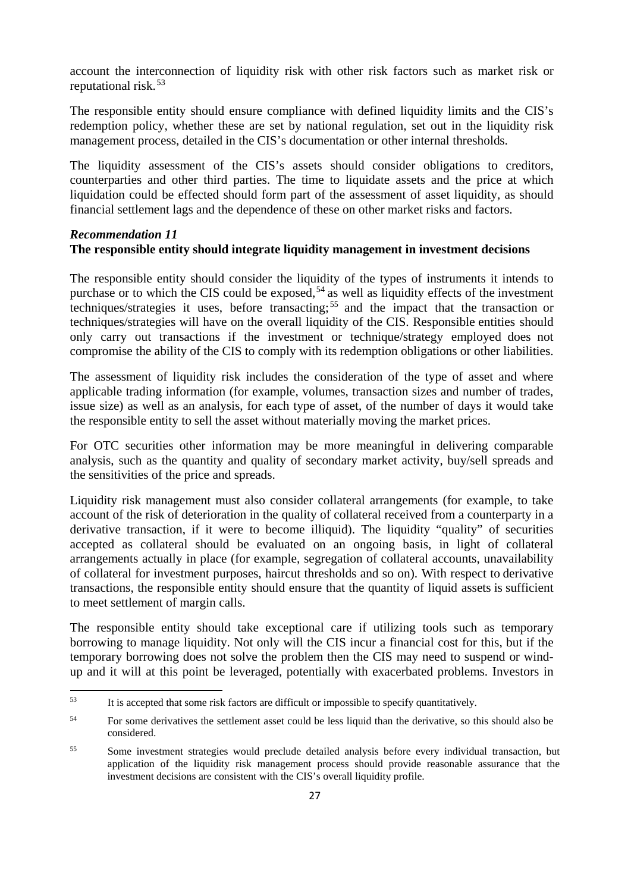account the interconnection of liquidity risk with other risk factors such as market risk or reputational risk.[53]

The responsible entity should ensure compliance with defined liquidity limits and the CIS's redemption policy, whether these are set by national regulation, set out in the liquidity risk management process, detailed in the CIS's documentation or other internal thresholds.

The liquidity assessment of the CIS's assets should consider obligations to creditors, counterparties and other third parties. The time to liquidate assets and the price at which liquidation could be effected should form part of the assessment of asset liquidity, as should financial settlement lags and the dependence of these on other market risks and factors.

***Recommendation 11***
**The responsible entity should integrate liquidity management in investment decisions**

The responsible entity should consider the liquidity of the types of instruments it intends to purchase or to which the CIS could be exposed,[54] as well as liquidity effects of the investment techniques/strategies it uses, before transacting;[55] and the impact that the transaction or techniques/strategies will have on the overall liquidity of the CIS. Responsible entities should only carry out transactions if the investment or technique/strategy employed does not compromise the ability of the CIS to comply with its redemption obligations or other liabilities.

The assessment of liquidity risk includes the consideration of the type of asset and where applicable trading information (for example, volumes, transaction sizes and number of trades, issue size) as well as an analysis, for each type of asset, of the number of days it would take the responsible entity to sell the asset without materially moving the market prices.

For OTC securities other information may be more meaningful in delivering comparable analysis, such as the quantity and quality of secondary market activity, buy/sell spreads and the sensitivities of the price and spreads.

Liquidity risk management must also consider collateral arrangements (for example, to take account of the risk of deterioration in the quality of collateral received from a counterparty in a derivative transaction, if it were to become illiquid). The liquidity "quality" of securities accepted as collateral should be evaluated on an ongoing basis, in light of collateral arrangements actually in place (for example, segregation of collateral accounts, unavailability of collateral for investment purposes, haircut thresholds and so on). With respect to derivative transactions, the responsible entity should ensure that the quantity of liquid assets is sufficient to meet settlement of margin calls.

The responsible entity should take exceptional care if utilizing tools such as temporary borrowing to manage liquidity. Not only will the CIS incur a financial cost for this, but if the temporary borrowing does not solve the problem then the CIS may need to suspend or wind-up and it will at this point be leveraged, potentially with exacerbated problems. Investors in

---

[53] It is accepted that some risk factors are difficult or impossible to specify quantitatively.

[54] For some derivatives the settlement asset could be less liquid than the derivative, so this should also be considered.

[55] Some investment strategies would preclude detailed analysis before every individual transaction, but application of the liquidity risk management process should provide reasonable assurance that the investment decisions are consistent with the CIS's overall liquidity profile.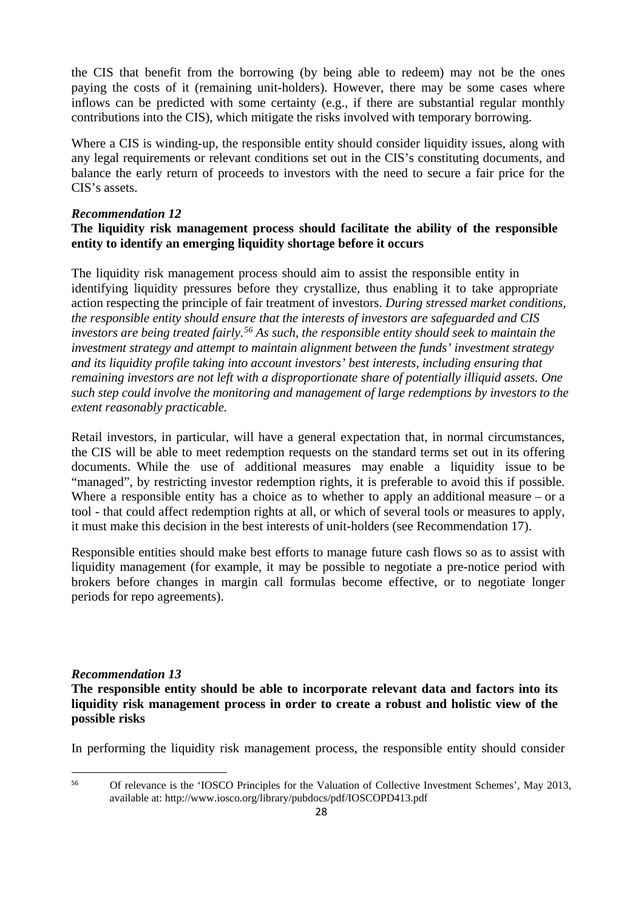the CIS that benefit from the borrowing (by being able to redeem) may not be the ones paying the costs of it (remaining unit-holders). However, there may be some cases where inflows can be predicted with some certainty (e.g., if there are substantial regular monthly contributions into the CIS), which mitigate the risks involved with temporary borrowing.

Where a CIS is winding-up, the responsible entity should consider liquidity issues, along with any legal requirements or relevant conditions set out in the CIS's constituting documents, and balance the early return of proceeds to investors with the need to secure a fair price for the CIS's assets.

***Recommendation 12***

**The liquidity risk management process should facilitate the ability of the responsible entity to identify an emerging liquidity shortage before it occurs**

The liquidity risk management process should aim to assist the responsible entity in identifying liquidity pressures before they crystallize, thus enabling it to take appropriate action respecting the principle of fair treatment of investors. *During stressed market conditions, the responsible entity should ensure that the interests of investors are safeguarded and CIS investors are being treated fairly.*[56] *As such, the responsible entity should seek to maintain the investment strategy and attempt to maintain alignment between the funds' investment strategy and its liquidity profile taking into account investors' best interests, including ensuring that remaining investors are not left with a disproportionate share of potentially illiquid assets. One such step could involve the monitoring and management of large redemptions by investors to the extent reasonably practicable.*

Retail investors, in particular, will have a general expectation that, in normal circumstances, the CIS will be able to meet redemption requests on the standard terms set out in its offering documents. While the use of additional measures may enable a liquidity issue to be "managed", by restricting investor redemption rights, it is preferable to avoid this if possible. Where a responsible entity has a choice as to whether to apply an additional measure – or a tool - that could affect redemption rights at all, or which of several tools or measures to apply, it must make this decision in the best interests of unit-holders (see Recommendation 17).

Responsible entities should make best efforts to manage future cash flows so as to assist with liquidity management (for example, it may be possible to negotiate a pre-notice period with brokers before changes in margin call formulas become effective, or to negotiate longer periods for repo agreements).

***Recommendation 13***

**The responsible entity should be able to incorporate relevant data and factors into its liquidity risk management process in order to create a robust and holistic view of the possible risks**

In performing the liquidity risk management process, the responsible entity should consider

[56] Of relevance is the 'IOSCO Principles for the Valuation of Collective Investment Schemes', May 2013, available at: http://www.iosco.org/library/pubdocs/pdf/IOSCOPD413.pdf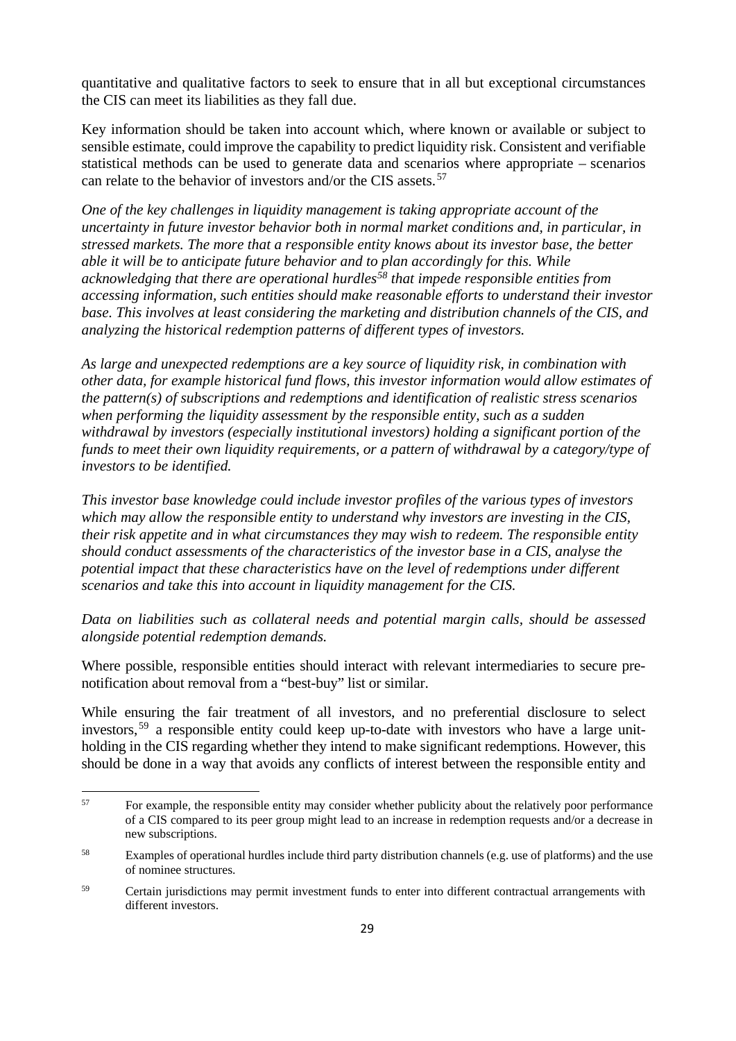quantitative and qualitative factors to seek to ensure that in all but exceptional circumstances the CIS can meet its liabilities as they fall due.

Key information should be taken into account which, where known or available or subject to sensible estimate, could improve the capability to predict liquidity risk. Consistent and verifiable statistical methods can be used to generate data and scenarios where appropriate – scenarios can relate to the behavior of investors and/or the CIS assets.[57]

*One of the key challenges in liquidity management is taking appropriate account of the uncertainty in future investor behavior both in normal market conditions and, in particular, in stressed markets. The more that a responsible entity knows about its investor base, the better able it will be to anticipate future behavior and to plan accordingly for this. While acknowledging that there are operational hurdles[58] that impede responsible entities from accessing information, such entities should make reasonable efforts to understand their investor base. This involves at least considering the marketing and distribution channels of the CIS, and analyzing the historical redemption patterns of different types of investors.*

*As large and unexpected redemptions are a key source of liquidity risk, in combination with other data, for example historical fund flows, this investor information would allow estimates of the pattern(s) of subscriptions and redemptions and identification of realistic stress scenarios when performing the liquidity assessment by the responsible entity, such as a sudden withdrawal by investors (especially institutional investors) holding a significant portion of the funds to meet their own liquidity requirements, or a pattern of withdrawal by a category/type of investors to be identified.*

*This investor base knowledge could include investor profiles of the various types of investors which may allow the responsible entity to understand why investors are investing in the CIS, their risk appetite and in what circumstances they may wish to redeem. The responsible entity should conduct assessments of the characteristics of the investor base in a CIS, analyse the potential impact that these characteristics have on the level of redemptions under different scenarios and take this into account in liquidity management for the CIS.*

*Data on liabilities such as collateral needs and potential margin calls, should be assessed alongside potential redemption demands.*

Where possible, responsible entities should interact with relevant intermediaries to secure pre-notification about removal from a "best-buy" list or similar.

While ensuring the fair treatment of all investors, and no preferential disclosure to select investors,[59] a responsible entity could keep up-to-date with investors who have a large unit-holding in the CIS regarding whether they intend to make significant redemptions. However, this should be done in a way that avoids any conflicts of interest between the responsible entity and

---

[57] For example, the responsible entity may consider whether publicity about the relatively poor performance of a CIS compared to its peer group might lead to an increase in redemption requests and/or a decrease in new subscriptions.

[58] Examples of operational hurdles include third party distribution channels (e.g. use of platforms) and the use of nominee structures.

[59] Certain jurisdictions may permit investment funds to enter into different contractual arrangements with different investors.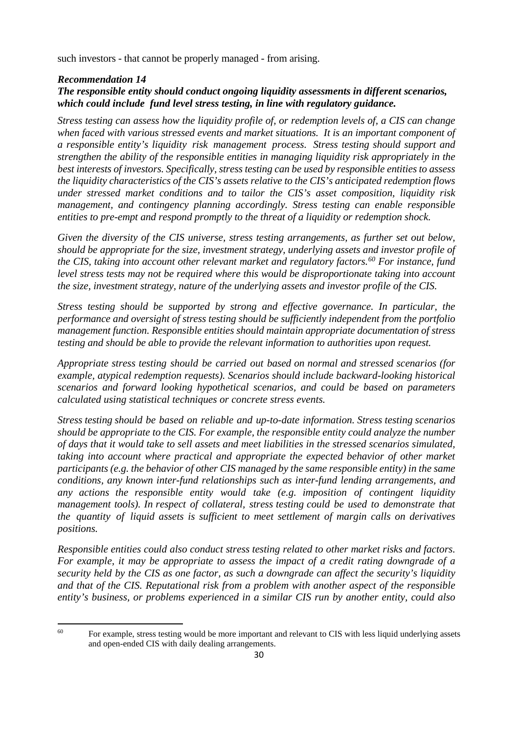such investors - that cannot be properly managed - from arising.

***Recommendation 14***

***The responsible entity should conduct ongoing liquidity assessments in different scenarios, which could include fund level stress testing, in line with regulatory guidance.***

*Stress testing can assess how the liquidity profile of, or redemption levels of, a CIS can change when faced with various stressed events and market situations. It is an important component of a responsible entity's liquidity risk management process. Stress testing should support and strengthen the ability of the responsible entities in managing liquidity risk appropriately in the best interests of investors. Specifically, stress testing can be used by responsible entities to assess the liquidity characteristics of the CIS's assets relative to the CIS's anticipated redemption flows under stressed market conditions and to tailor the CIS's asset composition, liquidity risk management, and contingency planning accordingly. Stress testing can enable responsible entities to pre-empt and respond promptly to the threat of a liquidity or redemption shock.*

*Given the diversity of the CIS universe, stress testing arrangements, as further set out below, should be appropriate for the size, investment strategy, underlying assets and investor profile of the CIS, taking into account other relevant market and regulatory factors.*[60] *For instance, fund level stress tests may not be required where this would be disproportionate taking into account the size, investment strategy, nature of the underlying assets and investor profile of the CIS.*

*Stress testing should be supported by strong and effective governance. In particular, the performance and oversight of stress testing should be sufficiently independent from the portfolio management function. Responsible entities should maintain appropriate documentation of stress testing and should be able to provide the relevant information to authorities upon request.*

*Appropriate stress testing should be carried out based on normal and stressed scenarios (for example, atypical redemption requests). Scenarios should include backward-looking historical scenarios and forward looking hypothetical scenarios, and could be based on parameters calculated using statistical techniques or concrete stress events.*

*Stress testing should be based on reliable and up-to-date information. Stress testing scenarios should be appropriate to the CIS. For example, the responsible entity could analyze the number of days that it would take to sell assets and meet liabilities in the stressed scenarios simulated, taking into account where practical and appropriate the expected behavior of other market participants (e.g. the behavior of other CIS managed by the same responsible entity) in the same conditions, any known inter-fund relationships such as inter-fund lending arrangements, and any actions the responsible entity would take (e.g. imposition of contingent liquidity management tools). In respect of collateral, stress testing could be used to demonstrate that the quantity of liquid assets is sufficient to meet settlement of margin calls on derivatives positions.*

*Responsible entities could also conduct stress testing related to other market risks and factors. For example, it may be appropriate to assess the impact of a credit rating downgrade of a security held by the CIS as one factor, as such a downgrade can affect the security's liquidity and that of the CIS. Reputational risk from a problem with another aspect of the responsible entity's business, or problems experienced in a similar CIS run by another entity, could also*

---

[60] For example, stress testing would be more important and relevant to CIS with less liquid underlying assets and open-ended CIS with daily dealing arrangements.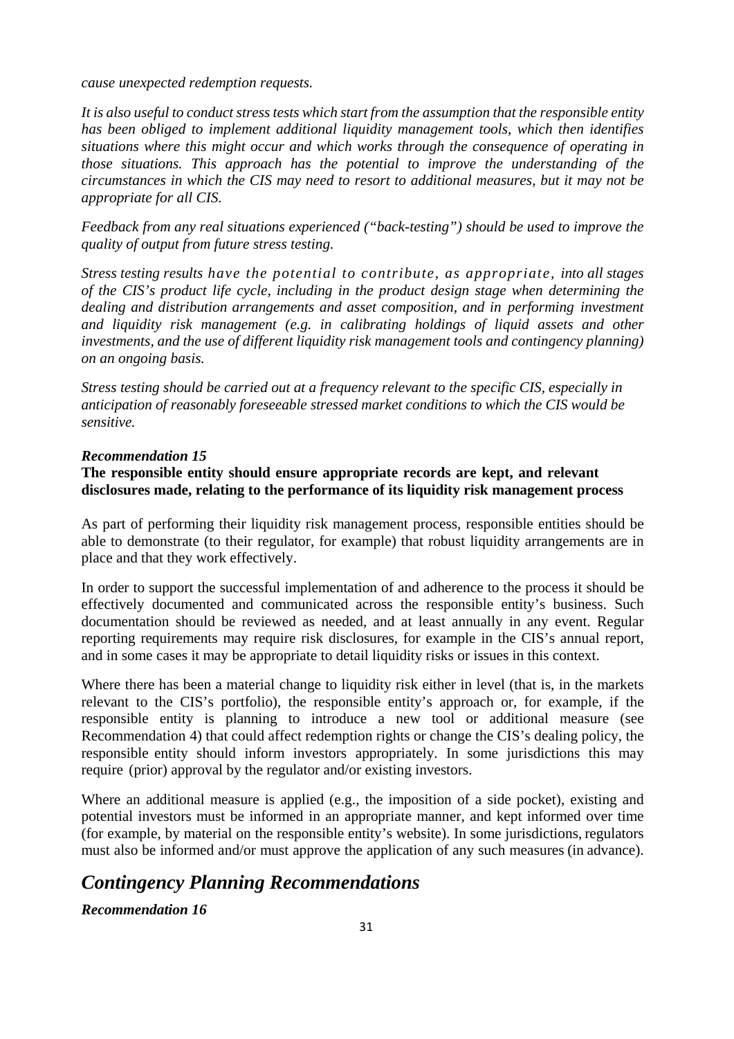*cause unexpected redemption requests.*

*It is also useful to conduct stress tests which start from the assumption that the responsible entity has been obliged to implement additional liquidity management tools, which then identifies situations where this might occur and which works through the consequence of operating in those situations. This approach has the potential to improve the understanding of the circumstances in which the CIS may need to resort to additional measures, but it may not be appropriate for all CIS.*

*Feedback from any real situations experienced ("back-testing") should be used to improve the quality of output from future stress testing.*

*Stress testing results have the potential to contribute, as appropriate, into all stages of the CIS's product life cycle, including in the product design stage when determining the dealing and distribution arrangements and asset composition, and in performing investment and liquidity risk management (e.g. in calibrating holdings of liquid assets and other investments, and the use of different liquidity risk management tools and contingency planning) on an ongoing basis.*

*Stress testing should be carried out at a frequency relevant to the specific CIS, especially in anticipation of reasonably foreseeable stressed market conditions to which the CIS would be sensitive.*

***Recommendation 15***

**The responsible entity should ensure appropriate records are kept, and relevant disclosures made, relating to the performance of its liquidity risk management process**

As part of performing their liquidity risk management process, responsible entities should be able to demonstrate (to their regulator, for example) that robust liquidity arrangements are in place and that they work effectively.

In order to support the successful implementation of and adherence to the process it should be effectively documented and communicated across the responsible entity's business. Such documentation should be reviewed as needed, and at least annually in any event. Regular reporting requirements may require risk disclosures, for example in the CIS's annual report, and in some cases it may be appropriate to detail liquidity risks or issues in this context.

Where there has been a material change to liquidity risk either in level (that is, in the markets relevant to the CIS's portfolio), the responsible entity's approach or, for example, if the responsible entity is planning to introduce a new tool or additional measure (see Recommendation 4) that could affect redemption rights or change the CIS's dealing policy, the responsible entity should inform investors appropriately. In some jurisdictions this may require (prior) approval by the regulator and/or existing investors.

Where an additional measure is applied (e.g., the imposition of a side pocket), existing and potential investors must be informed in an appropriate manner, and kept informed over time (for example, by material on the responsible entity's website). In some jurisdictions, regulators must also be informed and/or must approve the application of any such measures (in advance).

## *Contingency Planning Recommendations*

***Recommendation 16***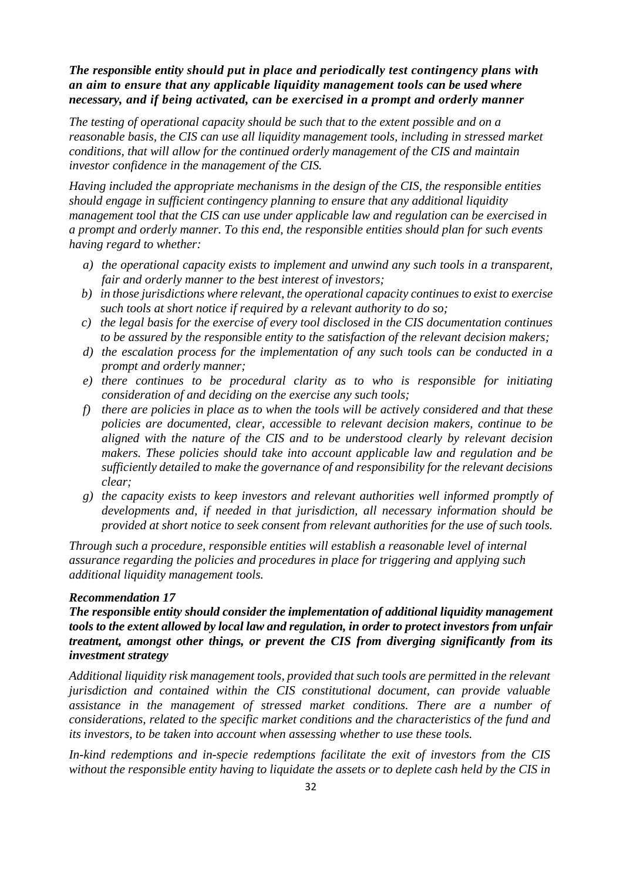***The responsible entity should put in place and periodically test contingency plans with an aim to ensure that any applicable liquidity management tools can be used where necessary, and if being activated, can be exercised in a prompt and orderly manner***

*The testing of operational capacity should be such that to the extent possible and on a reasonable basis, the CIS can use all liquidity management tools, including in stressed market conditions, that will allow for the continued orderly management of the CIS and maintain investor confidence in the management of the CIS.*

*Having included the appropriate mechanisms in the design of the CIS, the responsible entities should engage in sufficient contingency planning to ensure that any additional liquidity management tool that the CIS can use under applicable law and regulation can be exercised in a prompt and orderly manner. To this end, the responsible entities should plan for such events having regard to whether:*

*a) the operational capacity exists to implement and unwind any such tools in a transparent, fair and orderly manner to the best interest of investors;*

*b) in those jurisdictions where relevant, the operational capacity continues to exist to exercise such tools at short notice if required by a relevant authority to do so;*

*c) the legal basis for the exercise of every tool disclosed in the CIS documentation continues to be assured by the responsible entity to the satisfaction of the relevant decision makers;*

*d) the escalation process for the implementation of any such tools can be conducted in a prompt and orderly manner;*

*e) there continues to be procedural clarity as to who is responsible for initiating consideration of and deciding on the exercise any such tools;*

*f) there are policies in place as to when the tools will be actively considered and that these policies are documented, clear, accessible to relevant decision makers, continue to be aligned with the nature of the CIS and to be understood clearly by relevant decision makers. These policies should take into account applicable law and regulation and be sufficiently detailed to make the governance of and responsibility for the relevant decisions clear;*

*g) the capacity exists to keep investors and relevant authorities well informed promptly of developments and, if needed in that jurisdiction, all necessary information should be provided at short notice to seek consent from relevant authorities for the use of such tools.*

*Through such a procedure, responsible entities will establish a reasonable level of internal assurance regarding the policies and procedures in place for triggering and applying such additional liquidity management tools.*

***Recommendation 17***

***The responsible entity should consider the implementation of additional liquidity management tools to the extent allowed by local law and regulation, in order to protect investors from unfair treatment, amongst other things, or prevent the CIS from diverging significantly from its investment strategy***

*Additional liquidity risk management tools, provided that such tools are permitted in the relevant jurisdiction and contained within the CIS constitutional document, can provide valuable assistance in the management of stressed market conditions. There are a number of considerations, related to the specific market conditions and the characteristics of the fund and its investors, to be taken into account when assessing whether to use these tools.*

*In-kind redemptions and in-specie redemptions facilitate the exit of investors from the CIS without the responsible entity having to liquidate the assets or to deplete cash held by the CIS in*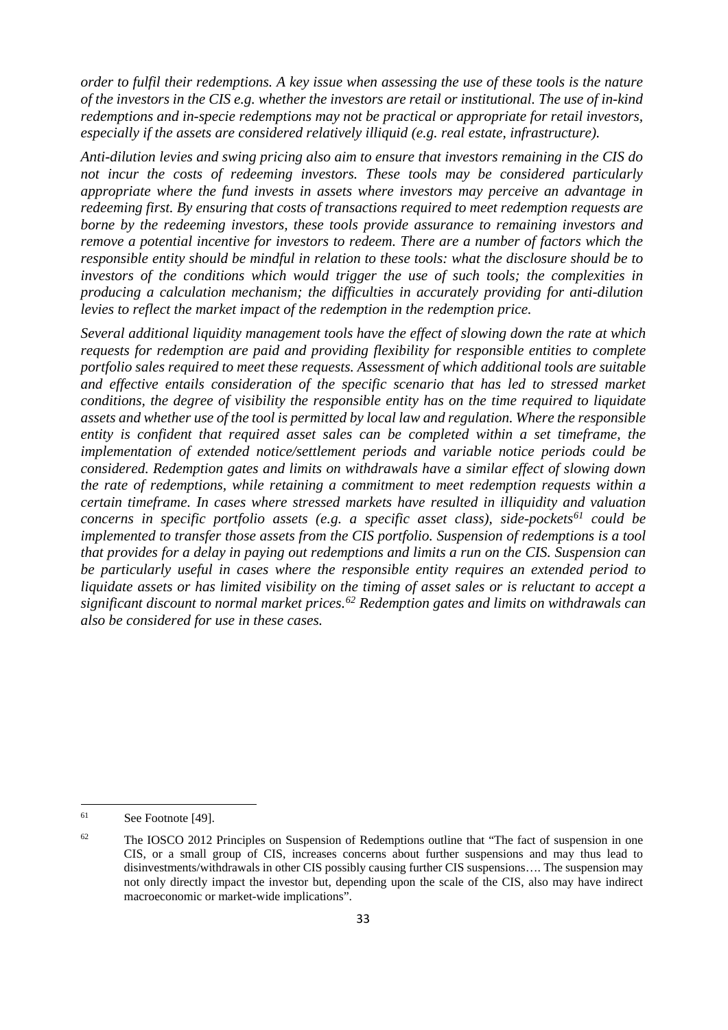*order to fulfil their redemptions. A key issue when assessing the use of these tools is the nature of the investors in the CIS e.g. whether the investors are retail or institutional. The use of in-kind redemptions and in-specie redemptions may not be practical or appropriate for retail investors, especially if the assets are considered relatively illiquid (e.g. real estate, infrastructure).*

*Anti-dilution levies and swing pricing also aim to ensure that investors remaining in the CIS do not incur the costs of redeeming investors. These tools may be considered particularly appropriate where the fund invests in assets where investors may perceive an advantage in redeeming first. By ensuring that costs of transactions required to meet redemption requests are borne by the redeeming investors, these tools provide assurance to remaining investors and remove a potential incentive for investors to redeem. There are a number of factors which the responsible entity should be mindful in relation to these tools: what the disclosure should be to investors of the conditions which would trigger the use of such tools; the complexities in producing a calculation mechanism; the difficulties in accurately providing for anti-dilution levies to reflect the market impact of the redemption in the redemption price.*

*Several additional liquidity management tools have the effect of slowing down the rate at which requests for redemption are paid and providing flexibility for responsible entities to complete portfolio sales required to meet these requests. Assessment of which additional tools are suitable and effective entails consideration of the specific scenario that has led to stressed market conditions, the degree of visibility the responsible entity has on the time required to liquidate assets and whether use of the tool is permitted by local law and regulation. Where the responsible entity is confident that required asset sales can be completed within a set timeframe, the implementation of extended notice/settlement periods and variable notice periods could be considered. Redemption gates and limits on withdrawals have a similar effect of slowing down the rate of redemptions, while retaining a commitment to meet redemption requests within a certain timeframe. In cases where stressed markets have resulted in illiquidity and valuation concerns in specific portfolio assets (e.g. a specific asset class), side-pockets[61] could be implemented to transfer those assets from the CIS portfolio. Suspension of redemptions is a tool that provides for a delay in paying out redemptions and limits a run on the CIS. Suspension can be particularly useful in cases where the responsible entity requires an extended period to liquidate assets or has limited visibility on the timing of asset sales or is reluctant to accept a significant discount to normal market prices.[62] Redemption gates and limits on withdrawals can also be considered for use in these cases.*

---

[61] See Footnote [49].

[62] The IOSCO 2012 Principles on Suspension of Redemptions outline that "The fact of suspension in one CIS, or a small group of CIS, increases concerns about further suspensions and may thus lead to disinvestments/withdrawals in other CIS possibly causing further CIS suspensions…. The suspension may not only directly impact the investor but, depending upon the scale of the CIS, also may have indirect macroeconomic or market-wide implications".